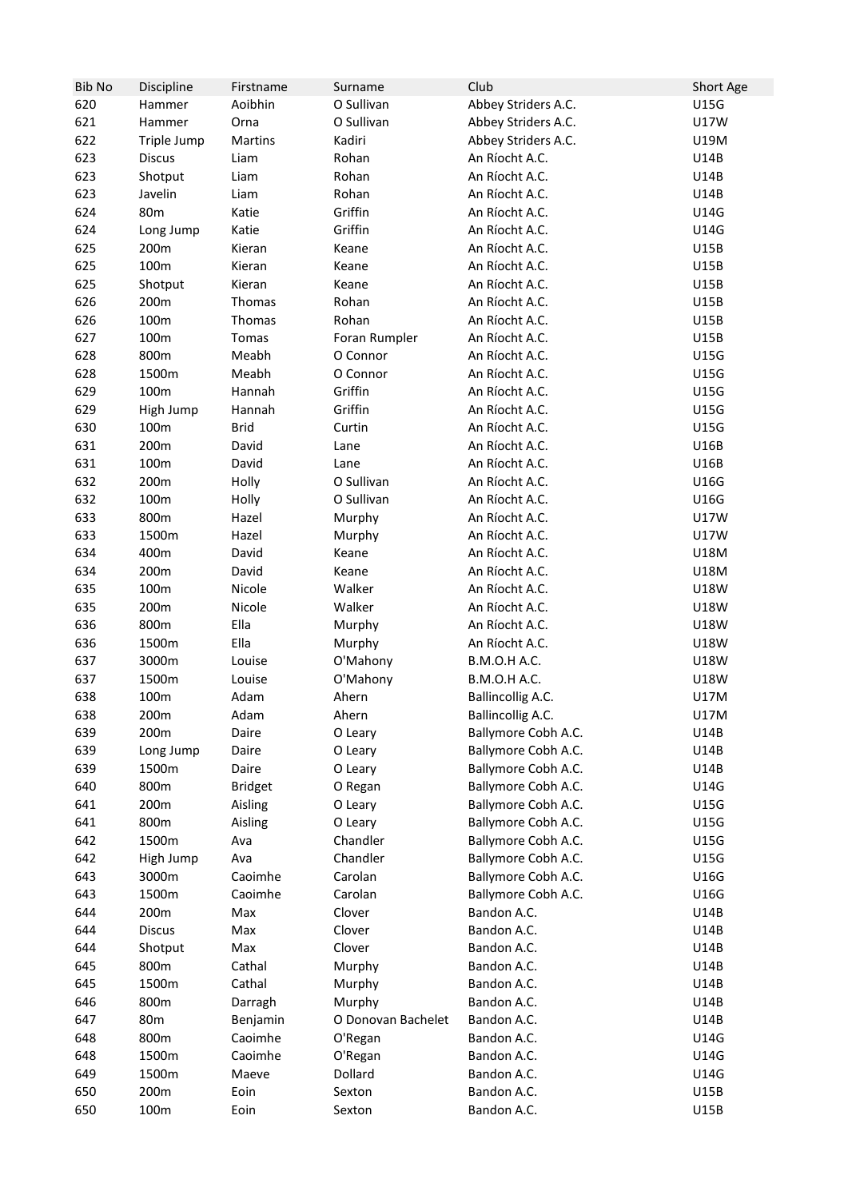| Bib No | Discipline | Firstname | Surname | Club | Short Age |
|---|---|---|---|---|---|
| 620 | Hammer | Aoibhin | O Sullivan | Abbey Striders A.C. | U15G |
| 621 | Hammer | Orna | O Sullivan | Abbey Striders A.C. | U17W |
| 622 | Triple Jump | Martins | Kadiri | Abbey Striders A.C. | U19M |
| 623 | Discus | Liam | Rohan | An Ríocht A.C. | U14B |
| 623 | Shotput | Liam | Rohan | An Ríocht A.C. | U14B |
| 623 | Javelin | Liam | Rohan | An Ríocht A.C. | U14B |
| 624 | 80m | Katie | Griffin | An Ríocht A.C. | U14G |
| 624 | Long Jump | Katie | Griffin | An Ríocht A.C. | U14G |
| 625 | 200m | Kieran | Keane | An Ríocht A.C. | U15B |
| 625 | 100m | Kieran | Keane | An Ríocht A.C. | U15B |
| 625 | Shotput | Kieran | Keane | An Ríocht A.C. | U15B |
| 626 | 200m | Thomas | Rohan | An Ríocht A.C. | U15B |
| 626 | 100m | Thomas | Rohan | An Ríocht A.C. | U15B |
| 627 | 100m | Tomas | Foran Rumpler | An Ríocht A.C. | U15B |
| 628 | 800m | Meabh | O Connor | An Ríocht A.C. | U15G |
| 628 | 1500m | Meabh | O Connor | An Ríocht A.C. | U15G |
| 629 | 100m | Hannah | Griffin | An Ríocht A.C. | U15G |
| 629 | High Jump | Hannah | Griffin | An Ríocht A.C. | U15G |
| 630 | 100m | Brid | Curtin | An Ríocht A.C. | U15G |
| 631 | 200m | David | Lane | An Ríocht A.C. | U16B |
| 631 | 100m | David | Lane | An Ríocht A.C. | U16B |
| 632 | 200m | Holly | O Sullivan | An Ríocht A.C. | U16G |
| 632 | 100m | Holly | O Sullivan | An Ríocht A.C. | U16G |
| 633 | 800m | Hazel | Murphy | An Ríocht A.C. | U17W |
| 633 | 1500m | Hazel | Murphy | An Ríocht A.C. | U17W |
| 634 | 400m | David | Keane | An Ríocht A.C. | U18M |
| 634 | 200m | David | Keane | An Ríocht A.C. | U18M |
| 635 | 100m | Nicole | Walker | An Ríocht A.C. | U18W |
| 635 | 200m | Nicole | Walker | An Ríocht A.C. | U18W |
| 636 | 800m | Ella | Murphy | An Ríocht A.C. | U18W |
| 636 | 1500m | Ella | Murphy | An Ríocht A.C. | U18W |
| 637 | 3000m | Louise | O'Mahony | B.M.O.H A.C. | U18W |
| 637 | 1500m | Louise | O'Mahony | B.M.O.H A.C. | U18W |
| 638 | 100m | Adam | Ahern | Ballincollig A.C. | U17M |
| 638 | 200m | Adam | Ahern | Ballincollig A.C. | U17M |
| 639 | 200m | Daire | O Leary | Ballymore Cobh A.C. | U14B |
| 639 | Long Jump | Daire | O Leary | Ballymore Cobh A.C. | U14B |
| 639 | 1500m | Daire | O Leary | Ballymore Cobh A.C. | U14B |
| 640 | 800m | Bridget | O Regan | Ballymore Cobh A.C. | U14G |
| 641 | 200m | Aisling | O Leary | Ballymore Cobh A.C. | U15G |
| 641 | 800m | Aisling | O Leary | Ballymore Cobh A.C. | U15G |
| 642 | 1500m | Ava | Chandler | Ballymore Cobh A.C. | U15G |
| 642 | High Jump | Ava | Chandler | Ballymore Cobh A.C. | U15G |
| 643 | 3000m | Caoimhe | Carolan | Ballymore Cobh A.C. | U16G |
| 643 | 1500m | Caoimhe | Carolan | Ballymore Cobh A.C. | U16G |
| 644 | 200m | Max | Clover | Bandon A.C. | U14B |
| 644 | Discus | Max | Clover | Bandon A.C. | U14B |
| 644 | Shotput | Max | Clover | Bandon A.C. | U14B |
| 645 | 800m | Cathal | Murphy | Bandon A.C. | U14B |
| 645 | 1500m | Cathal | Murphy | Bandon A.C. | U14B |
| 646 | 800m | Darragh | Murphy | Bandon A.C. | U14B |
| 647 | 80m | Benjamin | O Donovan Bachelet | Bandon A.C. | U14B |
| 648 | 800m | Caoimhe | O'Regan | Bandon A.C. | U14G |
| 648 | 1500m | Caoimhe | O'Regan | Bandon A.C. | U14G |
| 649 | 1500m | Maeve | Dollard | Bandon A.C. | U14G |
| 650 | 200m | Eoin | Sexton | Bandon A.C. | U15B |
| 650 | 100m | Eoin | Sexton | Bandon A.C. | U15B |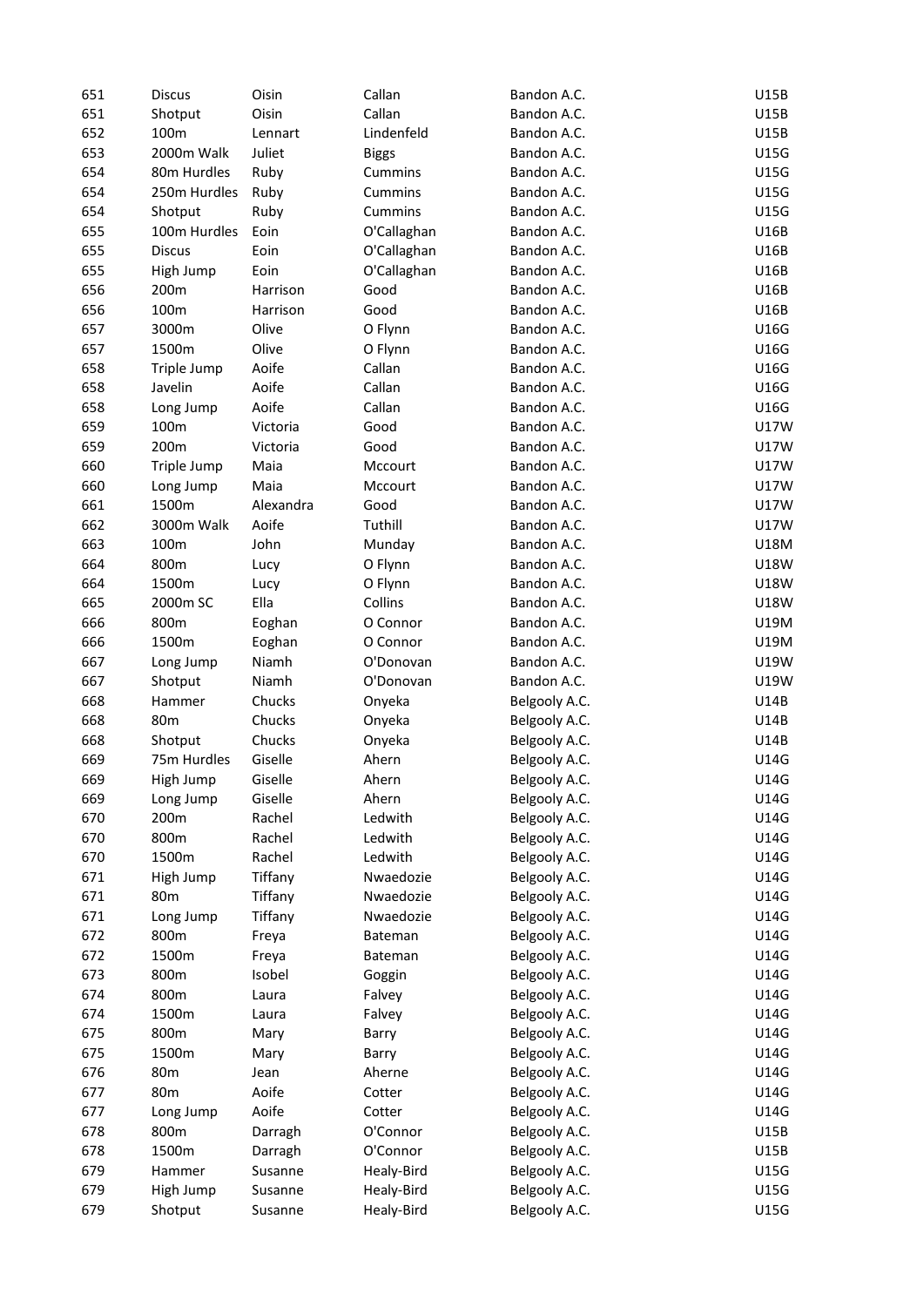| | | | | | |
|---|---|---|---|---|---|
| 651 | Discus | Oisin | Callan | Bandon A.C. | U15B |
| 651 | Shotput | Oisin | Callan | Bandon A.C. | U15B |
| 652 | 100m | Lennart | Lindenfeld | Bandon A.C. | U15B |
| 653 | 2000m Walk | Juliet | Biggs | Bandon A.C. | U15G |
| 654 | 80m Hurdles | Ruby | Cummins | Bandon A.C. | U15G |
| 654 | 250m Hurdles | Ruby | Cummins | Bandon A.C. | U15G |
| 654 | Shotput | Ruby | Cummins | Bandon A.C. | U15G |
| 655 | 100m Hurdles | Eoin | O'Callaghan | Bandon A.C. | U16B |
| 655 | Discus | Eoin | O'Callaghan | Bandon A.C. | U16B |
| 655 | High Jump | Eoin | O'Callaghan | Bandon A.C. | U16B |
| 656 | 200m | Harrison | Good | Bandon A.C. | U16B |
| 656 | 100m | Harrison | Good | Bandon A.C. | U16B |
| 657 | 3000m | Olive | O Flynn | Bandon A.C. | U16G |
| 657 | 1500m | Olive | O Flynn | Bandon A.C. | U16G |
| 658 | Triple Jump | Aoife | Callan | Bandon A.C. | U16G |
| 658 | Javelin | Aoife | Callan | Bandon A.C. | U16G |
| 658 | Long Jump | Aoife | Callan | Bandon A.C. | U16G |
| 659 | 100m | Victoria | Good | Bandon A.C. | U17W |
| 659 | 200m | Victoria | Good | Bandon A.C. | U17W |
| 660 | Triple Jump | Maia | Mccourt | Bandon A.C. | U17W |
| 660 | Long Jump | Maia | Mccourt | Bandon A.C. | U17W |
| 661 | 1500m | Alexandra | Good | Bandon A.C. | U17W |
| 662 | 3000m Walk | Aoife | Tuthill | Bandon A.C. | U17W |
| 663 | 100m | John | Munday | Bandon A.C. | U18M |
| 664 | 800m | Lucy | O Flynn | Bandon A.C. | U18W |
| 664 | 1500m | Lucy | O Flynn | Bandon A.C. | U18W |
| 665 | 2000m SC | Ella | Collins | Bandon A.C. | U18W |
| 666 | 800m | Eoghan | O Connor | Bandon A.C. | U19M |
| 666 | 1500m | Eoghan | O Connor | Bandon A.C. | U19M |
| 667 | Long Jump | Niamh | O'Donovan | Bandon A.C. | U19W |
| 667 | Shotput | Niamh | O'Donovan | Bandon A.C. | U19W |
| 668 | Hammer | Chucks | Onyeka | Belgooly A.C. | U14B |
| 668 | 80m | Chucks | Onyeka | Belgooly A.C. | U14B |
| 668 | Shotput | Chucks | Onyeka | Belgooly A.C. | U14B |
| 669 | 75m Hurdles | Giselle | Ahern | Belgooly A.C. | U14G |
| 669 | High Jump | Giselle | Ahern | Belgooly A.C. | U14G |
| 669 | Long Jump | Giselle | Ahern | Belgooly A.C. | U14G |
| 670 | 200m | Rachel | Ledwith | Belgooly A.C. | U14G |
| 670 | 800m | Rachel | Ledwith | Belgooly A.C. | U14G |
| 670 | 1500m | Rachel | Ledwith | Belgooly A.C. | U14G |
| 671 | High Jump | Tiffany | Nwaedozie | Belgooly A.C. | U14G |
| 671 | 80m | Tiffany | Nwaedozie | Belgooly A.C. | U14G |
| 671 | Long Jump | Tiffany | Nwaedozie | Belgooly A.C. | U14G |
| 672 | 800m | Freya | Bateman | Belgooly A.C. | U14G |
| 672 | 1500m | Freya | Bateman | Belgooly A.C. | U14G |
| 673 | 800m | Isobel | Goggin | Belgooly A.C. | U14G |
| 674 | 800m | Laura | Falvey | Belgooly A.C. | U14G |
| 674 | 1500m | Laura | Falvey | Belgooly A.C. | U14G |
| 675 | 800m | Mary | Barry | Belgooly A.C. | U14G |
| 675 | 1500m | Mary | Barry | Belgooly A.C. | U14G |
| 676 | 80m | Jean | Aherne | Belgooly A.C. | U14G |
| 677 | 80m | Aoife | Cotter | Belgooly A.C. | U14G |
| 677 | Long Jump | Aoife | Cotter | Belgooly A.C. | U14G |
| 678 | 800m | Darragh | O'Connor | Belgooly A.C. | U15B |
| 678 | 1500m | Darragh | O'Connor | Belgooly A.C. | U15B |
| 679 | Hammer | Susanne | Healy-Bird | Belgooly A.C. | U15G |
| 679 | High Jump | Susanne | Healy-Bird | Belgooly A.C. | U15G |
| 679 | Shotput | Susanne | Healy-Bird | Belgooly A.C. | U15G |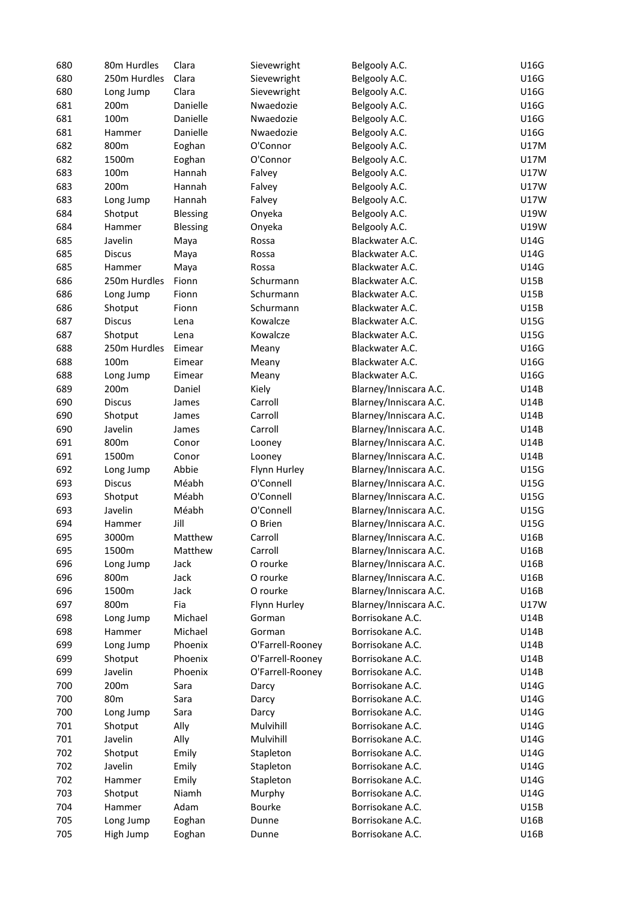| | | | | | |
|---|---|---|---|---|---|
| 680 | 80m Hurdles | Clara | Sievewright | Belgooly A.C. | U16G |
| 680 | 250m Hurdles | Clara | Sievewright | Belgooly A.C. | U16G |
| 680 | Long Jump | Clara | Sievewright | Belgooly A.C. | U16G |
| 681 | 200m | Danielle | Nwaedozie | Belgooly A.C. | U16G |
| 681 | 100m | Danielle | Nwaedozie | Belgooly A.C. | U16G |
| 681 | Hammer | Danielle | Nwaedozie | Belgooly A.C. | U16G |
| 682 | 800m | Eoghan | O'Connor | Belgooly A.C. | U17M |
| 682 | 1500m | Eoghan | O'Connor | Belgooly A.C. | U17M |
| 683 | 100m | Hannah | Falvey | Belgooly A.C. | U17W |
| 683 | 200m | Hannah | Falvey | Belgooly A.C. | U17W |
| 683 | Long Jump | Hannah | Falvey | Belgooly A.C. | U17W |
| 684 | Shotput | Blessing | Onyeka | Belgooly A.C. | U19W |
| 684 | Hammer | Blessing | Onyeka | Belgooly A.C. | U19W |
| 685 | Javelin | Maya | Rossa | Blackwater A.C. | U14G |
| 685 | Discus | Maya | Rossa | Blackwater A.C. | U14G |
| 685 | Hammer | Maya | Rossa | Blackwater A.C. | U14G |
| 686 | 250m Hurdles | Fionn | Schurmann | Blackwater A.C. | U15B |
| 686 | Long Jump | Fionn | Schurmann | Blackwater A.C. | U15B |
| 686 | Shotput | Fionn | Schurmann | Blackwater A.C. | U15B |
| 687 | Discus | Lena | Kowalcze | Blackwater A.C. | U15G |
| 687 | Shotput | Lena | Kowalcze | Blackwater A.C. | U15G |
| 688 | 250m Hurdles | Eimear | Meany | Blackwater A.C. | U16G |
| 688 | 100m | Eimear | Meany | Blackwater A.C. | U16G |
| 688 | Long Jump | Eimear | Meany | Blackwater A.C. | U16G |
| 689 | 200m | Daniel | Kiely | Blarney/Inniscara A.C. | U14B |
| 690 | Discus | James | Carroll | Blarney/Inniscara A.C. | U14B |
| 690 | Shotput | James | Carroll | Blarney/Inniscara A.C. | U14B |
| 690 | Javelin | James | Carroll | Blarney/Inniscara A.C. | U14B |
| 691 | 800m | Conor | Looney | Blarney/Inniscara A.C. | U14B |
| 691 | 1500m | Conor | Looney | Blarney/Inniscara A.C. | U14B |
| 692 | Long Jump | Abbie | Flynn Hurley | Blarney/Inniscara A.C. | U15G |
| 693 | Discus | Méabh | O'Connell | Blarney/Inniscara A.C. | U15G |
| 693 | Shotput | Méabh | O'Connell | Blarney/Inniscara A.C. | U15G |
| 693 | Javelin | Méabh | O'Connell | Blarney/Inniscara A.C. | U15G |
| 694 | Hammer | Jill | O Brien | Blarney/Inniscara A.C. | U15G |
| 695 | 3000m | Matthew | Carroll | Blarney/Inniscara A.C. | U16B |
| 695 | 1500m | Matthew | Carroll | Blarney/Inniscara A.C. | U16B |
| 696 | Long Jump | Jack | O rourke | Blarney/Inniscara A.C. | U16B |
| 696 | 800m | Jack | O rourke | Blarney/Inniscara A.C. | U16B |
| 696 | 1500m | Jack | O rourke | Blarney/Inniscara A.C. | U16B |
| 697 | 800m | Fia | Flynn Hurley | Blarney/Inniscara A.C. | U17W |
| 698 | Long Jump | Michael | Gorman | Borrisokane A.C. | U14B |
| 698 | Hammer | Michael | Gorman | Borrisokane A.C. | U14B |
| 699 | Long Jump | Phoenix | O'Farrell-Rooney | Borrisokane A.C. | U14B |
| 699 | Shotput | Phoenix | O'Farrell-Rooney | Borrisokane A.C. | U14B |
| 699 | Javelin | Phoenix | O'Farrell-Rooney | Borrisokane A.C. | U14B |
| 700 | 200m | Sara | Darcy | Borrisokane A.C. | U14G |
| 700 | 80m | Sara | Darcy | Borrisokane A.C. | U14G |
| 700 | Long Jump | Sara | Darcy | Borrisokane A.C. | U14G |
| 701 | Shotput | Ally | Mulvihill | Borrisokane A.C. | U14G |
| 701 | Javelin | Ally | Mulvihill | Borrisokane A.C. | U14G |
| 702 | Shotput | Emily | Stapleton | Borrisokane A.C. | U14G |
| 702 | Javelin | Emily | Stapleton | Borrisokane A.C. | U14G |
| 702 | Hammer | Emily | Stapleton | Borrisokane A.C. | U14G |
| 703 | Shotput | Niamh | Murphy | Borrisokane A.C. | U14G |
| 704 | Hammer | Adam | Bourke | Borrisokane A.C. | U15B |
| 705 | Long Jump | Eoghan | Dunne | Borrisokane A.C. | U16B |
| 705 | High Jump | Eoghan | Dunne | Borrisokane A.C. | U16B |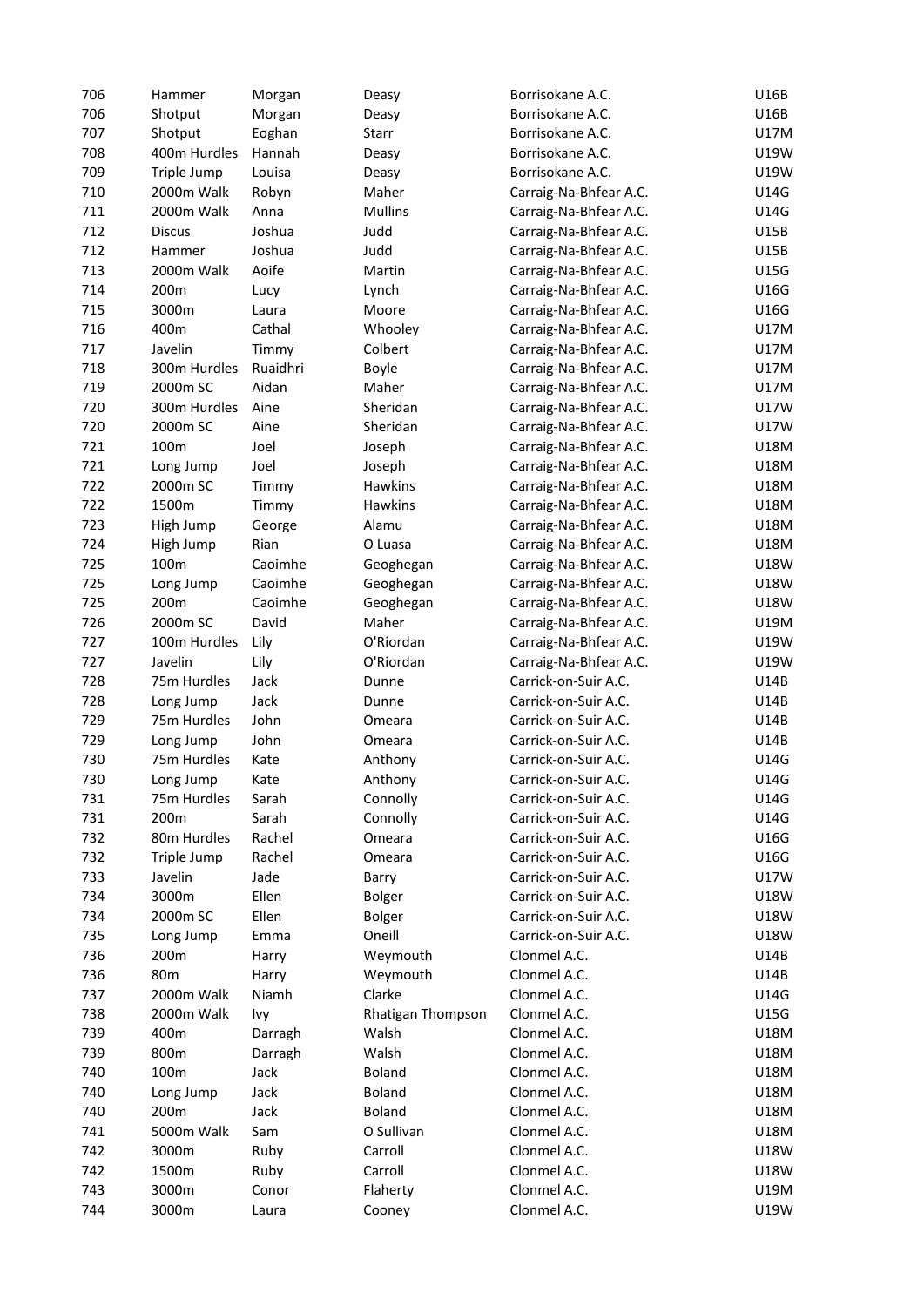| 706 | Hammer | Morgan | Deasy | Borrisokane A.C. | U16B |
|---|---|---|---|---|---|
| 706 | Shotput | Morgan | Deasy | Borrisokane A.C. | U16B |
| 707 | Shotput | Eoghan | Starr | Borrisokane A.C. | U17M |
| 708 | 400m Hurdles | Hannah | Deasy | Borrisokane A.C. | U19W |
| 709 | Triple Jump | Louisa | Deasy | Borrisokane A.C. | U19W |
| 710 | 2000m Walk | Robyn | Maher | Carraig-Na-Bhfear A.C. | U14G |
| 711 | 2000m Walk | Anna | Mullins | Carraig-Na-Bhfear A.C. | U14G |
| 712 | Discus | Joshua | Judd | Carraig-Na-Bhfear A.C. | U15B |
| 712 | Hammer | Joshua | Judd | Carraig-Na-Bhfear A.C. | U15B |
| 713 | 2000m Walk | Aoife | Martin | Carraig-Na-Bhfear A.C. | U15G |
| 714 | 200m | Lucy | Lynch | Carraig-Na-Bhfear A.C. | U16G |
| 715 | 3000m | Laura | Moore | Carraig-Na-Bhfear A.C. | U16G |
| 716 | 400m | Cathal | Whooley | Carraig-Na-Bhfear A.C. | U17M |
| 717 | Javelin | Timmy | Colbert | Carraig-Na-Bhfear A.C. | U17M |
| 718 | 300m Hurdles | Ruaidhri | Boyle | Carraig-Na-Bhfear A.C. | U17M |
| 719 | 2000m SC | Aidan | Maher | Carraig-Na-Bhfear A.C. | U17M |
| 720 | 300m Hurdles | Aine | Sheridan | Carraig-Na-Bhfear A.C. | U17W |
| 720 | 2000m SC | Aine | Sheridan | Carraig-Na-Bhfear A.C. | U17W |
| 721 | 100m | Joel | Joseph | Carraig-Na-Bhfear A.C. | U18M |
| 721 | Long Jump | Joel | Joseph | Carraig-Na-Bhfear A.C. | U18M |
| 722 | 2000m SC | Timmy | Hawkins | Carraig-Na-Bhfear A.C. | U18M |
| 722 | 1500m | Timmy | Hawkins | Carraig-Na-Bhfear A.C. | U18M |
| 723 | High Jump | George | Alamu | Carraig-Na-Bhfear A.C. | U18M |
| 724 | High Jump | Rian | O Luasa | Carraig-Na-Bhfear A.C. | U18M |
| 725 | 100m | Caoimhe | Geoghegan | Carraig-Na-Bhfear A.C. | U18W |
| 725 | Long Jump | Caoimhe | Geoghegan | Carraig-Na-Bhfear A.C. | U18W |
| 725 | 200m | Caoimhe | Geoghegan | Carraig-Na-Bhfear A.C. | U18W |
| 726 | 2000m SC | David | Maher | Carraig-Na-Bhfear A.C. | U19M |
| 727 | 100m Hurdles | Lily | O'Riordan | Carraig-Na-Bhfear A.C. | U19W |
| 727 | Javelin | Lily | O'Riordan | Carraig-Na-Bhfear A.C. | U19W |
| 728 | 75m Hurdles | Jack | Dunne | Carrick-on-Suir A.C. | U14B |
| 728 | Long Jump | Jack | Dunne | Carrick-on-Suir A.C. | U14B |
| 729 | 75m Hurdles | John | Omeara | Carrick-on-Suir A.C. | U14B |
| 729 | Long Jump | John | Omeara | Carrick-on-Suir A.C. | U14B |
| 730 | 75m Hurdles | Kate | Anthony | Carrick-on-Suir A.C. | U14G |
| 730 | Long Jump | Kate | Anthony | Carrick-on-Suir A.C. | U14G |
| 731 | 75m Hurdles | Sarah | Connolly | Carrick-on-Suir A.C. | U14G |
| 731 | 200m | Sarah | Connolly | Carrick-on-Suir A.C. | U14G |
| 732 | 80m Hurdles | Rachel | Omeara | Carrick-on-Suir A.C. | U16G |
| 732 | Triple Jump | Rachel | Omeara | Carrick-on-Suir A.C. | U16G |
| 733 | Javelin | Jade | Barry | Carrick-on-Suir A.C. | U17W |
| 734 | 3000m | Ellen | Bolger | Carrick-on-Suir A.C. | U18W |
| 734 | 2000m SC | Ellen | Bolger | Carrick-on-Suir A.C. | U18W |
| 735 | Long Jump | Emma | Oneill | Carrick-on-Suir A.C. | U18W |
| 736 | 200m | Harry | Weymouth | Clonmel A.C. | U14B |
| 736 | 80m | Harry | Weymouth | Clonmel A.C. | U14B |
| 737 | 2000m Walk | Niamh | Clarke | Clonmel A.C. | U14G |
| 738 | 2000m Walk | Ivy | Rhatigan Thompson | Clonmel A.C. | U15G |
| 739 | 400m | Darragh | Walsh | Clonmel A.C. | U18M |
| 739 | 800m | Darragh | Walsh | Clonmel A.C. | U18M |
| 740 | 100m | Jack | Boland | Clonmel A.C. | U18M |
| 740 | Long Jump | Jack | Boland | Clonmel A.C. | U18M |
| 740 | 200m | Jack | Boland | Clonmel A.C. | U18M |
| 741 | 5000m Walk | Sam | O Sullivan | Clonmel A.C. | U18M |
| 742 | 3000m | Ruby | Carroll | Clonmel A.C. | U18W |
| 742 | 1500m | Ruby | Carroll | Clonmel A.C. | U18W |
| 743 | 3000m | Conor | Flaherty | Clonmel A.C. | U19M |
| 744 | 3000m | Laura | Cooney | Clonmel A.C. | U19W |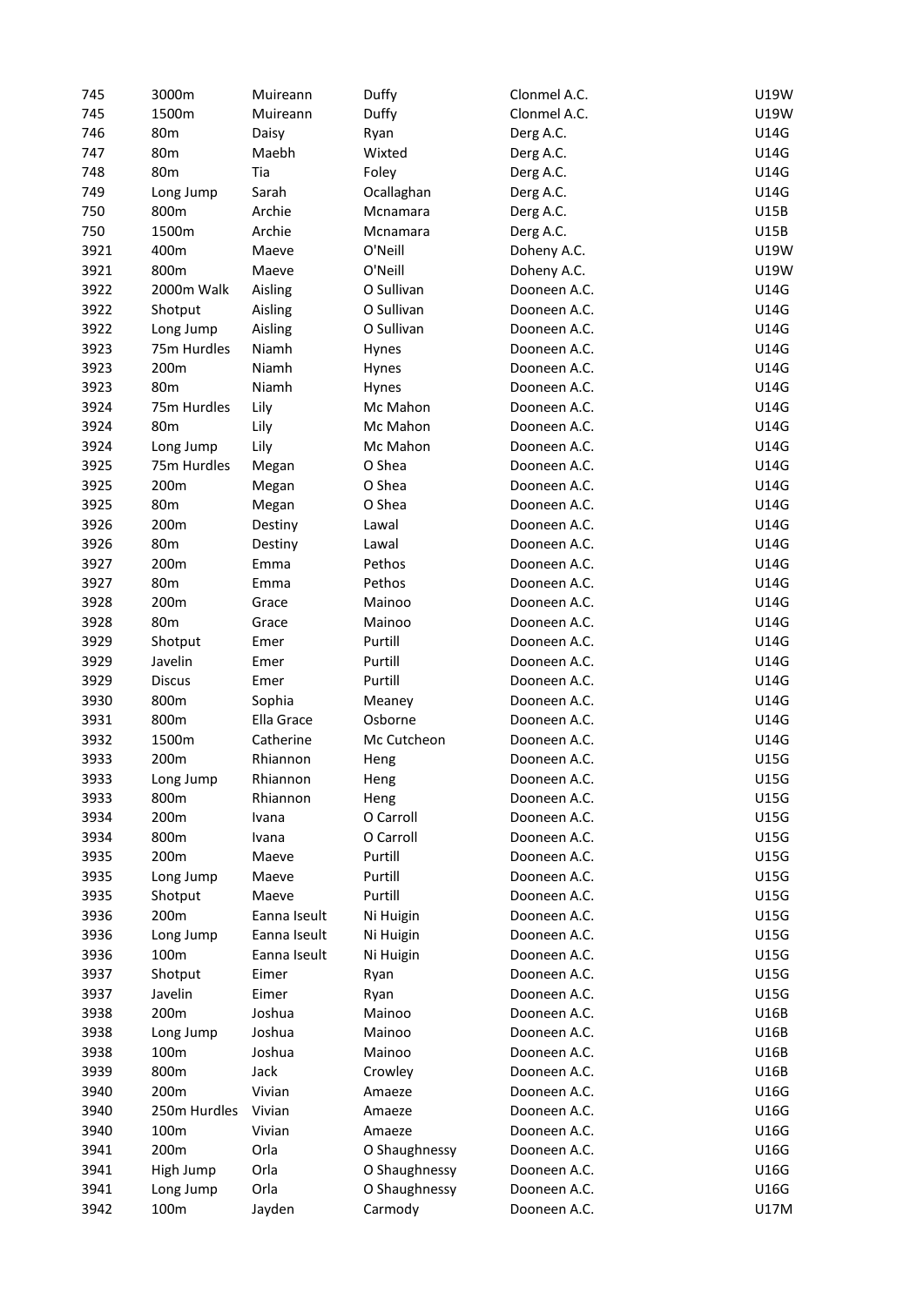| | | | | | |
|---|---|---|---|---|---|
| 745 | 3000m | Muireann | Duffy | Clonmel A.C. | U19W |
| 745 | 1500m | Muireann | Duffy | Clonmel A.C. | U19W |
| 746 | 80m | Daisy | Ryan | Derg A.C. | U14G |
| 747 | 80m | Maebh | Wixted | Derg A.C. | U14G |
| 748 | 80m | Tia | Foley | Derg A.C. | U14G |
| 749 | Long Jump | Sarah | Ocallaghan | Derg A.C. | U14G |
| 750 | 800m | Archie | Mcnamara | Derg A.C. | U15B |
| 750 | 1500m | Archie | Mcnamara | Derg A.C. | U15B |
| 3921 | 400m | Maeve | O'Neill | Doheny A.C. | U19W |
| 3921 | 800m | Maeve | O'Neill | Doheny A.C. | U19W |
| 3922 | 2000m Walk | Aisling | O Sullivan | Dooneen A.C. | U14G |
| 3922 | Shotput | Aisling | O Sullivan | Dooneen A.C. | U14G |
| 3922 | Long Jump | Aisling | O Sullivan | Dooneen A.C. | U14G |
| 3923 | 75m Hurdles | Niamh | Hynes | Dooneen A.C. | U14G |
| 3923 | 200m | Niamh | Hynes | Dooneen A.C. | U14G |
| 3923 | 80m | Niamh | Hynes | Dooneen A.C. | U14G |
| 3924 | 75m Hurdles | Lily | Mc Mahon | Dooneen A.C. | U14G |
| 3924 | 80m | Lily | Mc Mahon | Dooneen A.C. | U14G |
| 3924 | Long Jump | Lily | Mc Mahon | Dooneen A.C. | U14G |
| 3925 | 75m Hurdles | Megan | O Shea | Dooneen A.C. | U14G |
| 3925 | 200m | Megan | O Shea | Dooneen A.C. | U14G |
| 3925 | 80m | Megan | O Shea | Dooneen A.C. | U14G |
| 3926 | 200m | Destiny | Lawal | Dooneen A.C. | U14G |
| 3926 | 80m | Destiny | Lawal | Dooneen A.C. | U14G |
| 3927 | 200m | Emma | Pethos | Dooneen A.C. | U14G |
| 3927 | 80m | Emma | Pethos | Dooneen A.C. | U14G |
| 3928 | 200m | Grace | Mainoo | Dooneen A.C. | U14G |
| 3928 | 80m | Grace | Mainoo | Dooneen A.C. | U14G |
| 3929 | Shotput | Emer | Purtill | Dooneen A.C. | U14G |
| 3929 | Javelin | Emer | Purtill | Dooneen A.C. | U14G |
| 3929 | Discus | Emer | Purtill | Dooneen A.C. | U14G |
| 3930 | 800m | Sophia | Meaney | Dooneen A.C. | U14G |
| 3931 | 800m | Ella Grace | Osborne | Dooneen A.C. | U14G |
| 3932 | 1500m | Catherine | Mc Cutcheon | Dooneen A.C. | U14G |
| 3933 | 200m | Rhiannon | Heng | Dooneen A.C. | U15G |
| 3933 | Long Jump | Rhiannon | Heng | Dooneen A.C. | U15G |
| 3933 | 800m | Rhiannon | Heng | Dooneen A.C. | U15G |
| 3934 | 200m | Ivana | O Carroll | Dooneen A.C. | U15G |
| 3934 | 800m | Ivana | O Carroll | Dooneen A.C. | U15G |
| 3935 | 200m | Maeve | Purtill | Dooneen A.C. | U15G |
| 3935 | Long Jump | Maeve | Purtill | Dooneen A.C. | U15G |
| 3935 | Shotput | Maeve | Purtill | Dooneen A.C. | U15G |
| 3936 | 200m | Eanna Iseult | Ni Huigin | Dooneen A.C. | U15G |
| 3936 | Long Jump | Eanna Iseult | Ni Huigin | Dooneen A.C. | U15G |
| 3936 | 100m | Eanna Iseult | Ni Huigin | Dooneen A.C. | U15G |
| 3937 | Shotput | Eimer | Ryan | Dooneen A.C. | U15G |
| 3937 | Javelin | Eimer | Ryan | Dooneen A.C. | U15G |
| 3938 | 200m | Joshua | Mainoo | Dooneen A.C. | U16B |
| 3938 | Long Jump | Joshua | Mainoo | Dooneen A.C. | U16B |
| 3938 | 100m | Joshua | Mainoo | Dooneen A.C. | U16B |
| 3939 | 800m | Jack | Crowley | Dooneen A.C. | U16B |
| 3940 | 200m | Vivian | Amaeze | Dooneen A.C. | U16G |
| 3940 | 250m Hurdles | Vivian | Amaeze | Dooneen A.C. | U16G |
| 3940 | 100m | Vivian | Amaeze | Dooneen A.C. | U16G |
| 3941 | 200m | Orla | O Shaughnessy | Dooneen A.C. | U16G |
| 3941 | High Jump | Orla | O Shaughnessy | Dooneen A.C. | U16G |
| 3941 | Long Jump | Orla | O Shaughnessy | Dooneen A.C. | U16G |
| 3942 | 100m | Jayden | Carmody | Dooneen A.C. | U17M |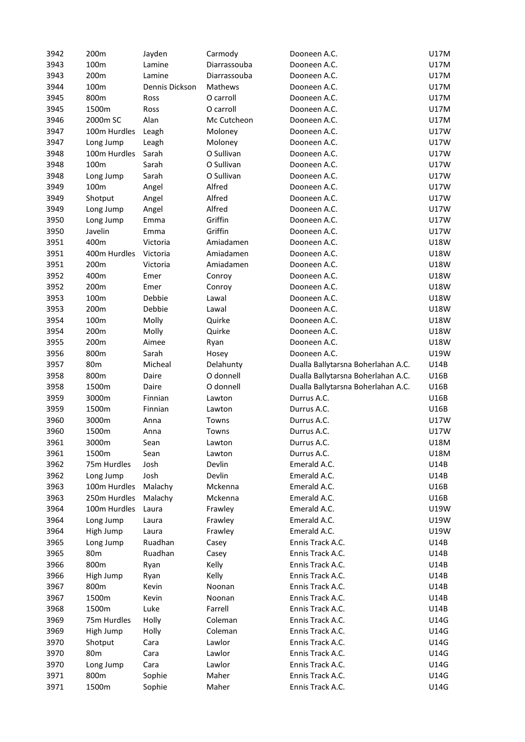| 3942 | 200m | Jayden | Carmody | Dooneen A.C. | U17M |
|---|---|---|---|---|---|
| 3943 | 100m | Lamine | Diarrassouba | Dooneen A.C. | U17M |
| 3943 | 200m | Lamine | Diarrassouba | Dooneen A.C. | U17M |
| 3944 | 100m | Dennis Dickson | Mathews | Dooneen A.C. | U17M |
| 3945 | 800m | Ross | O carroll | Dooneen A.C. | U17M |
| 3945 | 1500m | Ross | O carroll | Dooneen A.C. | U17M |
| 3946 | 2000m SC | Alan | Mc Cutcheon | Dooneen A.C. | U17M |
| 3947 | 100m Hurdles | Leagh | Moloney | Dooneen A.C. | U17W |
| 3947 | Long Jump | Leagh | Moloney | Dooneen A.C. | U17W |
| 3948 | 100m Hurdles | Sarah | O Sullivan | Dooneen A.C. | U17W |
| 3948 | 100m | Sarah | O Sullivan | Dooneen A.C. | U17W |
| 3948 | Long Jump | Sarah | O Sullivan | Dooneen A.C. | U17W |
| 3949 | 100m | Angel | Alfred | Dooneen A.C. | U17W |
| 3949 | Shotput | Angel | Alfred | Dooneen A.C. | U17W |
| 3949 | Long Jump | Angel | Alfred | Dooneen A.C. | U17W |
| 3950 | Long Jump | Emma | Griffin | Dooneen A.C. | U17W |
| 3950 | Javelin | Emma | Griffin | Dooneen A.C. | U17W |
| 3951 | 400m | Victoria | Amiadamen | Dooneen A.C. | U18W |
| 3951 | 400m Hurdles | Victoria | Amiadamen | Dooneen A.C. | U18W |
| 3951 | 200m | Victoria | Amiadamen | Dooneen A.C. | U18W |
| 3952 | 400m | Emer | Conroy | Dooneen A.C. | U18W |
| 3952 | 200m | Emer | Conroy | Dooneen A.C. | U18W |
| 3953 | 100m | Debbie | Lawal | Dooneen A.C. | U18W |
| 3953 | 200m | Debbie | Lawal | Dooneen A.C. | U18W |
| 3954 | 100m | Molly | Quirke | Dooneen A.C. | U18W |
| 3954 | 200m | Molly | Quirke | Dooneen A.C. | U18W |
| 3955 | 200m | Aimee | Ryan | Dooneen A.C. | U18W |
| 3956 | 800m | Sarah | Hosey | Dooneen A.C. | U19W |
| 3957 | 80m | Micheal | Delahunty | Dualla Ballytarsna Boherlahan A.C. | U14B |
| 3958 | 800m | Daire | O donnell | Dualla Ballytarsna Boherlahan A.C. | U16B |
| 3958 | 1500m | Daire | O donnell | Dualla Ballytarsna Boherlahan A.C. | U16B |
| 3959 | 3000m | Finnian | Lawton | Durrus A.C. | U16B |
| 3959 | 1500m | Finnian | Lawton | Durrus A.C. | U16B |
| 3960 | 3000m | Anna | Towns | Durrus A.C. | U17W |
| 3960 | 1500m | Anna | Towns | Durrus A.C. | U17W |
| 3961 | 3000m | Sean | Lawton | Durrus A.C. | U18M |
| 3961 | 1500m | Sean | Lawton | Durrus A.C. | U18M |
| 3962 | 75m Hurdles | Josh | Devlin | Emerald A.C. | U14B |
| 3962 | Long Jump | Josh | Devlin | Emerald A.C. | U14B |
| 3963 | 100m Hurdles | Malachy | Mckenna | Emerald A.C. | U16B |
| 3963 | 250m Hurdles | Malachy | Mckenna | Emerald A.C. | U16B |
| 3964 | 100m Hurdles | Laura | Frawley | Emerald A.C. | U19W |
| 3964 | Long Jump | Laura | Frawley | Emerald A.C. | U19W |
| 3964 | High Jump | Laura | Frawley | Emerald A.C. | U19W |
| 3965 | Long Jump | Ruadhan | Casey | Ennis Track A.C. | U14B |
| 3965 | 80m | Ruadhan | Casey | Ennis Track A.C. | U14B |
| 3966 | 800m | Ryan | Kelly | Ennis Track A.C. | U14B |
| 3966 | High Jump | Ryan | Kelly | Ennis Track A.C. | U14B |
| 3967 | 800m | Kevin | Noonan | Ennis Track A.C. | U14B |
| 3967 | 1500m | Kevin | Noonan | Ennis Track A.C. | U14B |
| 3968 | 1500m | Luke | Farrell | Ennis Track A.C. | U14B |
| 3969 | 75m Hurdles | Holly | Coleman | Ennis Track A.C. | U14G |
| 3969 | High Jump | Holly | Coleman | Ennis Track A.C. | U14G |
| 3970 | Shotput | Cara | Lawlor | Ennis Track A.C. | U14G |
| 3970 | 80m | Cara | Lawlor | Ennis Track A.C. | U14G |
| 3970 | Long Jump | Cara | Lawlor | Ennis Track A.C. | U14G |
| 3971 | 800m | Sophie | Maher | Ennis Track A.C. | U14G |
| 3971 | 1500m | Sophie | Maher | Ennis Track A.C. | U14G |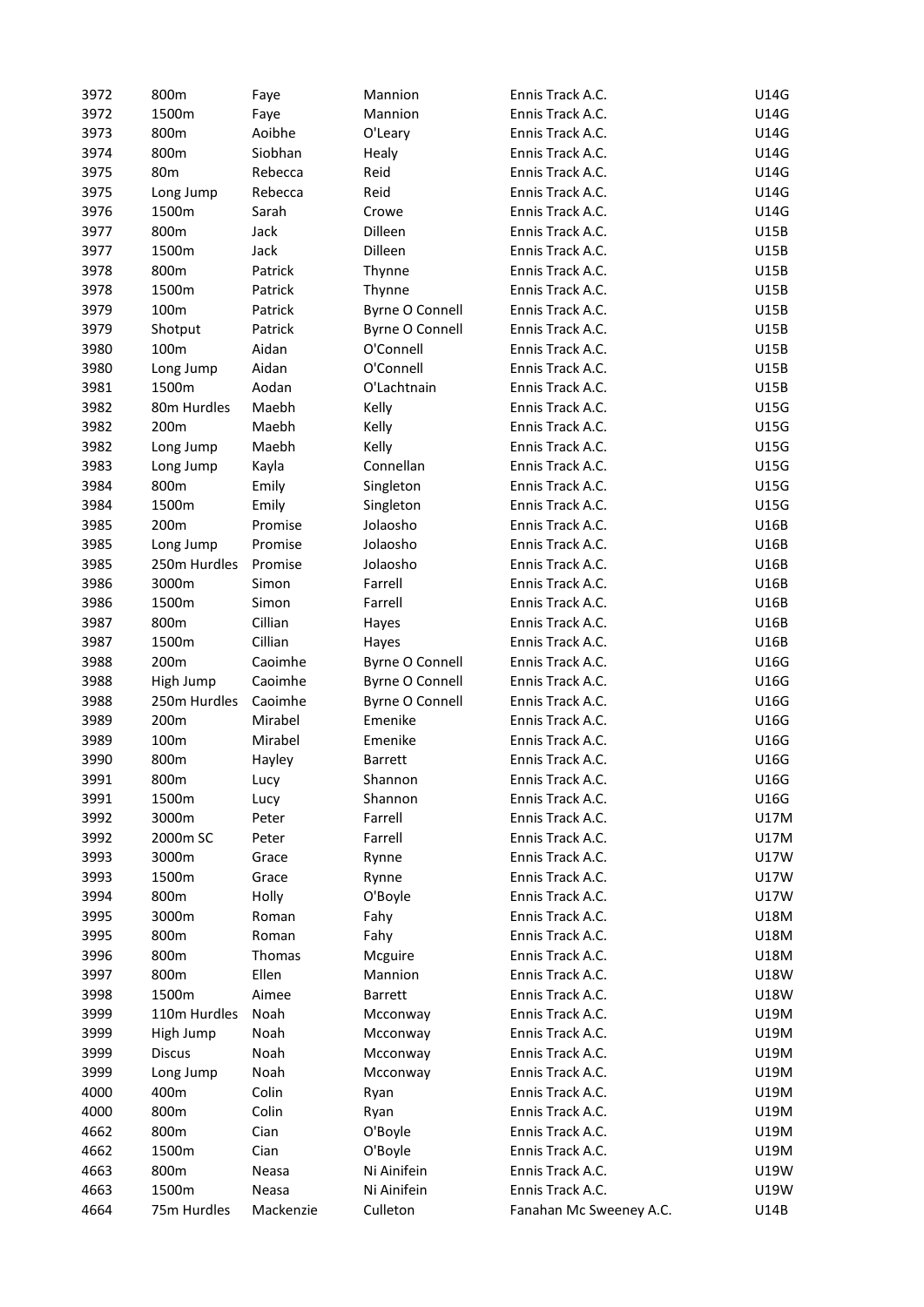| | | | | | |
|---|---|---|---|---|---|
| 3972 | 800m | Faye | Mannion | Ennis Track A.C. | U14G |
| 3972 | 1500m | Faye | Mannion | Ennis Track A.C. | U14G |
| 3973 | 800m | Aoibhe | O'Leary | Ennis Track A.C. | U14G |
| 3974 | 800m | Siobhan | Healy | Ennis Track A.C. | U14G |
| 3975 | 80m | Rebecca | Reid | Ennis Track A.C. | U14G |
| 3975 | Long Jump | Rebecca | Reid | Ennis Track A.C. | U14G |
| 3976 | 1500m | Sarah | Crowe | Ennis Track A.C. | U14G |
| 3977 | 800m | Jack | Dilleen | Ennis Track A.C. | U15B |
| 3977 | 1500m | Jack | Dilleen | Ennis Track A.C. | U15B |
| 3978 | 800m | Patrick | Thynne | Ennis Track A.C. | U15B |
| 3978 | 1500m | Patrick | Thynne | Ennis Track A.C. | U15B |
| 3979 | 100m | Patrick | Byrne O Connell | Ennis Track A.C. | U15B |
| 3979 | Shotput | Patrick | Byrne O Connell | Ennis Track A.C. | U15B |
| 3980 | 100m | Aidan | O'Connell | Ennis Track A.C. | U15B |
| 3980 | Long Jump | Aidan | O'Connell | Ennis Track A.C. | U15B |
| 3981 | 1500m | Aodan | O'Lachtnain | Ennis Track A.C. | U15B |
| 3982 | 80m Hurdles | Maebh | Kelly | Ennis Track A.C. | U15G |
| 3982 | 200m | Maebh | Kelly | Ennis Track A.C. | U15G |
| 3982 | Long Jump | Maebh | Kelly | Ennis Track A.C. | U15G |
| 3983 | Long Jump | Kayla | Connellan | Ennis Track A.C. | U15G |
| 3984 | 800m | Emily | Singleton | Ennis Track A.C. | U15G |
| 3984 | 1500m | Emily | Singleton | Ennis Track A.C. | U15G |
| 3985 | 200m | Promise | Jolaosho | Ennis Track A.C. | U16B |
| 3985 | Long Jump | Promise | Jolaosho | Ennis Track A.C. | U16B |
| 3985 | 250m Hurdles | Promise | Jolaosho | Ennis Track A.C. | U16B |
| 3986 | 3000m | Simon | Farrell | Ennis Track A.C. | U16B |
| 3986 | 1500m | Simon | Farrell | Ennis Track A.C. | U16B |
| 3987 | 800m | Cillian | Hayes | Ennis Track A.C. | U16B |
| 3987 | 1500m | Cillian | Hayes | Ennis Track A.C. | U16B |
| 3988 | 200m | Caoimhe | Byrne O Connell | Ennis Track A.C. | U16G |
| 3988 | High Jump | Caoimhe | Byrne O Connell | Ennis Track A.C. | U16G |
| 3988 | 250m Hurdles | Caoimhe | Byrne O Connell | Ennis Track A.C. | U16G |
| 3989 | 200m | Mirabel | Emenike | Ennis Track A.C. | U16G |
| 3989 | 100m | Mirabel | Emenike | Ennis Track A.C. | U16G |
| 3990 | 800m | Hayley | Barrett | Ennis Track A.C. | U16G |
| 3991 | 800m | Lucy | Shannon | Ennis Track A.C. | U16G |
| 3991 | 1500m | Lucy | Shannon | Ennis Track A.C. | U16G |
| 3992 | 3000m | Peter | Farrell | Ennis Track A.C. | U17M |
| 3992 | 2000m SC | Peter | Farrell | Ennis Track A.C. | U17M |
| 3993 | 3000m | Grace | Rynne | Ennis Track A.C. | U17W |
| 3993 | 1500m | Grace | Rynne | Ennis Track A.C. | U17W |
| 3994 | 800m | Holly | O'Boyle | Ennis Track A.C. | U17W |
| 3995 | 3000m | Roman | Fahy | Ennis Track A.C. | U18M |
| 3995 | 800m | Roman | Fahy | Ennis Track A.C. | U18M |
| 3996 | 800m | Thomas | Mcguire | Ennis Track A.C. | U18M |
| 3997 | 800m | Ellen | Mannion | Ennis Track A.C. | U18W |
| 3998 | 1500m | Aimee | Barrett | Ennis Track A.C. | U18W |
| 3999 | 110m Hurdles | Noah | Mcconway | Ennis Track A.C. | U19M |
| 3999 | High Jump | Noah | Mcconway | Ennis Track A.C. | U19M |
| 3999 | Discus | Noah | Mcconway | Ennis Track A.C. | U19M |
| 3999 | Long Jump | Noah | Mcconway | Ennis Track A.C. | U19M |
| 4000 | 400m | Colin | Ryan | Ennis Track A.C. | U19M |
| 4000 | 800m | Colin | Ryan | Ennis Track A.C. | U19M |
| 4662 | 800m | Cian | O'Boyle | Ennis Track A.C. | U19M |
| 4662 | 1500m | Cian | O'Boyle | Ennis Track A.C. | U19M |
| 4663 | 800m | Neasa | Ni Ainifein | Ennis Track A.C. | U19W |
| 4663 | 1500m | Neasa | Ni Ainifein | Ennis Track A.C. | U19W |
| 4664 | 75m Hurdles | Mackenzie | Culleton | Fanahan Mc Sweeney A.C. | U14B |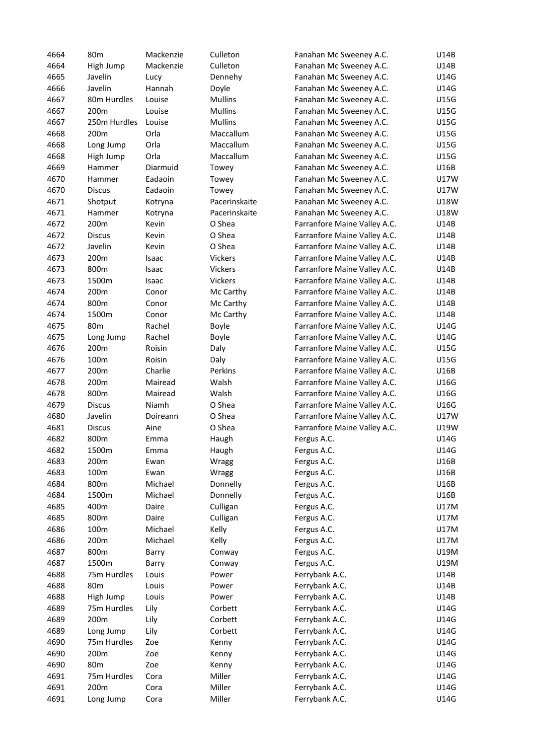| | | | | | |
|---|---|---|---|---|---|
| 4664 | 80m | Mackenzie | Culleton | Fanahan Mc Sweeney A.C. | U14B |
| 4664 | High Jump | Mackenzie | Culleton | Fanahan Mc Sweeney A.C. | U14B |
| 4665 | Javelin | Lucy | Dennehy | Fanahan Mc Sweeney A.C. | U14G |
| 4666 | Javelin | Hannah | Doyle | Fanahan Mc Sweeney A.C. | U14G |
| 4667 | 80m Hurdles | Louise | Mullins | Fanahan Mc Sweeney A.C. | U15G |
| 4667 | 200m | Louise | Mullins | Fanahan Mc Sweeney A.C. | U15G |
| 4667 | 250m Hurdles | Louise | Mullins | Fanahan Mc Sweeney A.C. | U15G |
| 4668 | 200m | Orla | Maccallum | Fanahan Mc Sweeney A.C. | U15G |
| 4668 | Long Jump | Orla | Maccallum | Fanahan Mc Sweeney A.C. | U15G |
| 4668 | High Jump | Orla | Maccallum | Fanahan Mc Sweeney A.C. | U15G |
| 4669 | Hammer | Diarmuid | Towey | Fanahan Mc Sweeney A.C. | U16B |
| 4670 | Hammer | Eadaoin | Towey | Fanahan Mc Sweeney A.C. | U17W |
| 4670 | Discus | Eadaoin | Towey | Fanahan Mc Sweeney A.C. | U17W |
| 4671 | Shotput | Kotryna | Pacerinskaite | Fanahan Mc Sweeney A.C. | U18W |
| 4671 | Hammer | Kotryna | Pacerinskaite | Fanahan Mc Sweeney A.C. | U18W |
| 4672 | 200m | Kevin | O Shea | Farranfore Maine Valley A.C. | U14B |
| 4672 | Discus | Kevin | O Shea | Farranfore Maine Valley A.C. | U14B |
| 4672 | Javelin | Kevin | O Shea | Farranfore Maine Valley A.C. | U14B |
| 4673 | 200m | Isaac | Vickers | Farranfore Maine Valley A.C. | U14B |
| 4673 | 800m | Isaac | Vickers | Farranfore Maine Valley A.C. | U14B |
| 4673 | 1500m | Isaac | Vickers | Farranfore Maine Valley A.C. | U14B |
| 4674 | 200m | Conor | Mc Carthy | Farranfore Maine Valley A.C. | U14B |
| 4674 | 800m | Conor | Mc Carthy | Farranfore Maine Valley A.C. | U14B |
| 4674 | 1500m | Conor | Mc Carthy | Farranfore Maine Valley A.C. | U14B |
| 4675 | 80m | Rachel | Boyle | Farranfore Maine Valley A.C. | U14G |
| 4675 | Long Jump | Rachel | Boyle | Farranfore Maine Valley A.C. | U14G |
| 4676 | 200m | Roisin | Daly | Farranfore Maine Valley A.C. | U15G |
| 4676 | 100m | Roisin | Daly | Farranfore Maine Valley A.C. | U15G |
| 4677 | 200m | Charlie | Perkins | Farranfore Maine Valley A.C. | U16B |
| 4678 | 200m | Mairead | Walsh | Farranfore Maine Valley A.C. | U16G |
| 4678 | 800m | Mairead | Walsh | Farranfore Maine Valley A.C. | U16G |
| 4679 | Discus | Niamh | O Shea | Farranfore Maine Valley A.C. | U16G |
| 4680 | Javelin | Doireann | O Shea | Farranfore Maine Valley A.C. | U17W |
| 4681 | Discus | Aine | O Shea | Farranfore Maine Valley A.C. | U19W |
| 4682 | 800m | Emma | Haugh | Fergus A.C. | U14G |
| 4682 | 1500m | Emma | Haugh | Fergus A.C. | U14G |
| 4683 | 200m | Ewan | Wragg | Fergus A.C. | U16B |
| 4683 | 100m | Ewan | Wragg | Fergus A.C. | U16B |
| 4684 | 800m | Michael | Donnelly | Fergus A.C. | U16B |
| 4684 | 1500m | Michael | Donnelly | Fergus A.C. | U16B |
| 4685 | 400m | Daire | Culligan | Fergus A.C. | U17M |
| 4685 | 800m | Daire | Culligan | Fergus A.C. | U17M |
| 4686 | 100m | Michael | Kelly | Fergus A.C. | U17M |
| 4686 | 200m | Michael | Kelly | Fergus A.C. | U17M |
| 4687 | 800m | Barry | Conway | Fergus A.C. | U19M |
| 4687 | 1500m | Barry | Conway | Fergus A.C. | U19M |
| 4688 | 75m Hurdles | Louis | Power | Ferrybank A.C. | U14B |
| 4688 | 80m | Louis | Power | Ferrybank A.C. | U14B |
| 4688 | High Jump | Louis | Power | Ferrybank A.C. | U14B |
| 4689 | 75m Hurdles | Lily | Corbett | Ferrybank A.C. | U14G |
| 4689 | 200m | Lily | Corbett | Ferrybank A.C. | U14G |
| 4689 | Long Jump | Lily | Corbett | Ferrybank A.C. | U14G |
| 4690 | 75m Hurdles | Zoe | Kenny | Ferrybank A.C. | U14G |
| 4690 | 200m | Zoe | Kenny | Ferrybank A.C. | U14G |
| 4690 | 80m | Zoe | Kenny | Ferrybank A.C. | U14G |
| 4691 | 75m Hurdles | Cora | Miller | Ferrybank A.C. | U14G |
| 4691 | 200m | Cora | Miller | Ferrybank A.C. | U14G |
| 4691 | Long Jump | Cora | Miller | Ferrybank A.C. | U14G |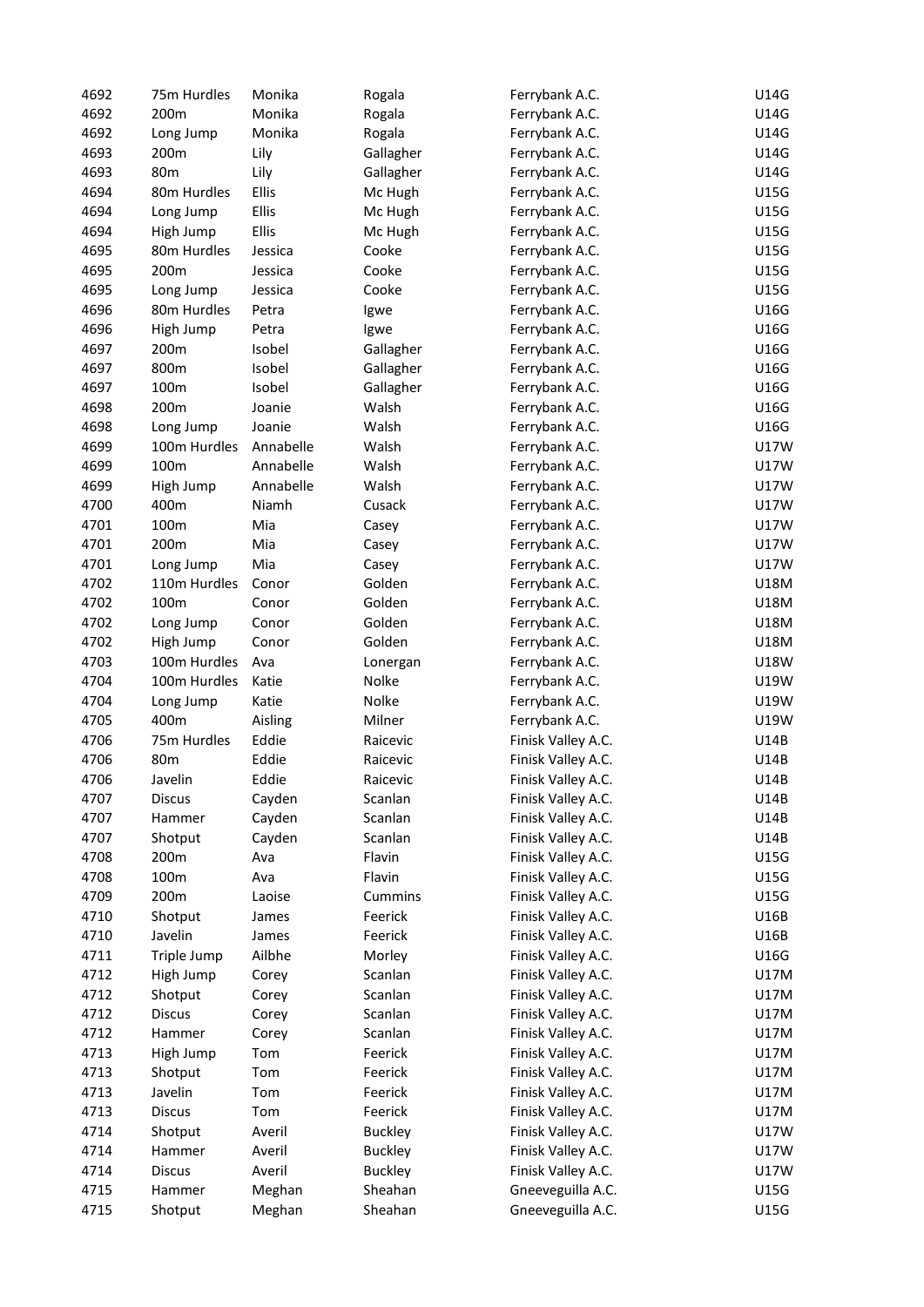| | | | | | |
|---|---|---|---|---|---|
| 4692 | 75m Hurdles | Monika | Rogala | Ferrybank A.C. | U14G |
| 4692 | 200m | Monika | Rogala | Ferrybank A.C. | U14G |
| 4692 | Long Jump | Monika | Rogala | Ferrybank A.C. | U14G |
| 4693 | 200m | Lily | Gallagher | Ferrybank A.C. | U14G |
| 4693 | 80m | Lily | Gallagher | Ferrybank A.C. | U14G |
| 4694 | 80m Hurdles | Ellis | Mc Hugh | Ferrybank A.C. | U15G |
| 4694 | Long Jump | Ellis | Mc Hugh | Ferrybank A.C. | U15G |
| 4694 | High Jump | Ellis | Mc Hugh | Ferrybank A.C. | U15G |
| 4695 | 80m Hurdles | Jessica | Cooke | Ferrybank A.C. | U15G |
| 4695 | 200m | Jessica | Cooke | Ferrybank A.C. | U15G |
| 4695 | Long Jump | Jessica | Cooke | Ferrybank A.C. | U15G |
| 4696 | 80m Hurdles | Petra | Igwe | Ferrybank A.C. | U16G |
| 4696 | High Jump | Petra | Igwe | Ferrybank A.C. | U16G |
| 4697 | 200m | Isobel | Gallagher | Ferrybank A.C. | U16G |
| 4697 | 800m | Isobel | Gallagher | Ferrybank A.C. | U16G |
| 4697 | 100m | Isobel | Gallagher | Ferrybank A.C. | U16G |
| 4698 | 200m | Joanie | Walsh | Ferrybank A.C. | U16G |
| 4698 | Long Jump | Joanie | Walsh | Ferrybank A.C. | U16G |
| 4699 | 100m Hurdles | Annabelle | Walsh | Ferrybank A.C. | U17W |
| 4699 | 100m | Annabelle | Walsh | Ferrybank A.C. | U17W |
| 4699 | High Jump | Annabelle | Walsh | Ferrybank A.C. | U17W |
| 4700 | 400m | Niamh | Cusack | Ferrybank A.C. | U17W |
| 4701 | 100m | Mia | Casey | Ferrybank A.C. | U17W |
| 4701 | 200m | Mia | Casey | Ferrybank A.C. | U17W |
| 4701 | Long Jump | Mia | Casey | Ferrybank A.C. | U17W |
| 4702 | 110m Hurdles | Conor | Golden | Ferrybank A.C. | U18M |
| 4702 | 100m | Conor | Golden | Ferrybank A.C. | U18M |
| 4702 | Long Jump | Conor | Golden | Ferrybank A.C. | U18M |
| 4702 | High Jump | Conor | Golden | Ferrybank A.C. | U18M |
| 4703 | 100m Hurdles | Ava | Lonergan | Ferrybank A.C. | U18W |
| 4704 | 100m Hurdles | Katie | Nolke | Ferrybank A.C. | U19W |
| 4704 | Long Jump | Katie | Nolke | Ferrybank A.C. | U19W |
| 4705 | 400m | Aisling | Milner | Ferrybank A.C. | U19W |
| 4706 | 75m Hurdles | Eddie | Raicevic | Finisk Valley A.C. | U14B |
| 4706 | 80m | Eddie | Raicevic | Finisk Valley A.C. | U14B |
| 4706 | Javelin | Eddie | Raicevic | Finisk Valley A.C. | U14B |
| 4707 | Discus | Cayden | Scanlan | Finisk Valley A.C. | U14B |
| 4707 | Hammer | Cayden | Scanlan | Finisk Valley A.C. | U14B |
| 4707 | Shotput | Cayden | Scanlan | Finisk Valley A.C. | U14B |
| 4708 | 200m | Ava | Flavin | Finisk Valley A.C. | U15G |
| 4708 | 100m | Ava | Flavin | Finisk Valley A.C. | U15G |
| 4709 | 200m | Laoise | Cummins | Finisk Valley A.C. | U15G |
| 4710 | Shotput | James | Feerick | Finisk Valley A.C. | U16B |
| 4710 | Javelin | James | Feerick | Finisk Valley A.C. | U16B |
| 4711 | Triple Jump | Ailbhe | Morley | Finisk Valley A.C. | U16G |
| 4712 | High Jump | Corey | Scanlan | Finisk Valley A.C. | U17M |
| 4712 | Shotput | Corey | Scanlan | Finisk Valley A.C. | U17M |
| 4712 | Discus | Corey | Scanlan | Finisk Valley A.C. | U17M |
| 4712 | Hammer | Corey | Scanlan | Finisk Valley A.C. | U17M |
| 4713 | High Jump | Tom | Feerick | Finisk Valley A.C. | U17M |
| 4713 | Shotput | Tom | Feerick | Finisk Valley A.C. | U17M |
| 4713 | Javelin | Tom | Feerick | Finisk Valley A.C. | U17M |
| 4713 | Discus | Tom | Feerick | Finisk Valley A.C. | U17M |
| 4714 | Shotput | Averil | Buckley | Finisk Valley A.C. | U17W |
| 4714 | Hammer | Averil | Buckley | Finisk Valley A.C. | U17W |
| 4714 | Discus | Averil | Buckley | Finisk Valley A.C. | U17W |
| 4715 | Hammer | Meghan | Sheahan | Gneeveguilla A.C. | U15G |
| 4715 | Shotput | Meghan | Sheahan | Gneeveguilla A.C. | U15G |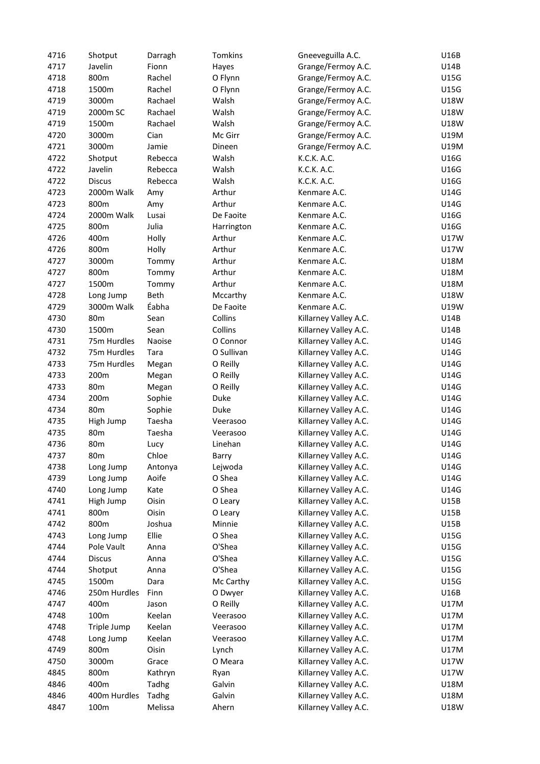| 4716 | Shotput | Darragh | Tomkins | Gneeveguilla A.C. | U16B |
|---|---|---|---|---|---|
| 4717 | Javelin | Fionn | Hayes | Grange/Fermoy A.C. | U14B |
| 4718 | 800m | Rachel | O Flynn | Grange/Fermoy A.C. | U15G |
| 4718 | 1500m | Rachel | O Flynn | Grange/Fermoy A.C. | U15G |
| 4719 | 3000m | Rachael | Walsh | Grange/Fermoy A.C. | U18W |
| 4719 | 2000m SC | Rachael | Walsh | Grange/Fermoy A.C. | U18W |
| 4719 | 1500m | Rachael | Walsh | Grange/Fermoy A.C. | U18W |
| 4720 | 3000m | Cian | Mc Girr | Grange/Fermoy A.C. | U19M |
| 4721 | 3000m | Jamie | Dineen | Grange/Fermoy A.C. | U19M |
| 4722 | Shotput | Rebecca | Walsh | K.C.K. A.C. | U16G |
| 4722 | Javelin | Rebecca | Walsh | K.C.K. A.C. | U16G |
| 4722 | Discus | Rebecca | Walsh | K.C.K. A.C. | U16G |
| 4723 | 2000m Walk | Amy | Arthur | Kenmare A.C. | U14G |
| 4723 | 800m | Amy | Arthur | Kenmare A.C. | U14G |
| 4724 | 2000m Walk | Lusai | De Faoite | Kenmare A.C. | U16G |
| 4725 | 800m | Julia | Harrington | Kenmare A.C. | U16G |
| 4726 | 400m | Holly | Arthur | Kenmare A.C. | U17W |
| 4726 | 800m | Holly | Arthur | Kenmare A.C. | U17W |
| 4727 | 3000m | Tommy | Arthur | Kenmare A.C. | U18M |
| 4727 | 800m | Tommy | Arthur | Kenmare A.C. | U18M |
| 4727 | 1500m | Tommy | Arthur | Kenmare A.C. | U18M |
| 4728 | Long Jump | Beth | Mccarthy | Kenmare A.C. | U18W |
| 4729 | 3000m Walk | Éabha | De Faoite | Kenmare A.C. | U19W |
| 4730 | 80m | Sean | Collins | Killarney Valley A.C. | U14B |
| 4730 | 1500m | Sean | Collins | Killarney Valley A.C. | U14B |
| 4731 | 75m Hurdles | Naoise | O Connor | Killarney Valley A.C. | U14G |
| 4732 | 75m Hurdles | Tara | O Sullivan | Killarney Valley A.C. | U14G |
| 4733 | 75m Hurdles | Megan | O Reilly | Killarney Valley A.C. | U14G |
| 4733 | 200m | Megan | O Reilly | Killarney Valley A.C. | U14G |
| 4733 | 80m | Megan | O Reilly | Killarney Valley A.C. | U14G |
| 4734 | 200m | Sophie | Duke | Killarney Valley A.C. | U14G |
| 4734 | 80m | Sophie | Duke | Killarney Valley A.C. | U14G |
| 4735 | High Jump | Taesha | Veerasoo | Killarney Valley A.C. | U14G |
| 4735 | 80m | Taesha | Veerasoo | Killarney Valley A.C. | U14G |
| 4736 | 80m | Lucy | Linehan | Killarney Valley A.C. | U14G |
| 4737 | 80m | Chloe | Barry | Killarney Valley A.C. | U14G |
| 4738 | Long Jump | Antonya | Lejwoda | Killarney Valley A.C. | U14G |
| 4739 | Long Jump | Aoife | O Shea | Killarney Valley A.C. | U14G |
| 4740 | Long Jump | Kate | O Shea | Killarney Valley A.C. | U14G |
| 4741 | High Jump | Oisin | O Leary | Killarney Valley A.C. | U15B |
| 4741 | 800m | Oisin | O Leary | Killarney Valley A.C. | U15B |
| 4742 | 800m | Joshua | Minnie | Killarney Valley A.C. | U15B |
| 4743 | Long Jump | Ellie | O Shea | Killarney Valley A.C. | U15G |
| 4744 | Pole Vault | Anna | O'Shea | Killarney Valley A.C. | U15G |
| 4744 | Discus | Anna | O'Shea | Killarney Valley A.C. | U15G |
| 4744 | Shotput | Anna | O'Shea | Killarney Valley A.C. | U15G |
| 4745 | 1500m | Dara | Mc Carthy | Killarney Valley A.C. | U15G |
| 4746 | 250m Hurdles | Finn | O Dwyer | Killarney Valley A.C. | U16B |
| 4747 | 400m | Jason | O Reilly | Killarney Valley A.C. | U17M |
| 4748 | 100m | Keelan | Veerasoo | Killarney Valley A.C. | U17M |
| 4748 | Triple Jump | Keelan | Veerasoo | Killarney Valley A.C. | U17M |
| 4748 | Long Jump | Keelan | Veerasoo | Killarney Valley A.C. | U17M |
| 4749 | 800m | Oisin | Lynch | Killarney Valley A.C. | U17M |
| 4750 | 3000m | Grace | O Meara | Killarney Valley A.C. | U17W |
| 4845 | 800m | Kathryn | Ryan | Killarney Valley A.C. | U17W |
| 4846 | 400m | Tadhg | Galvin | Killarney Valley A.C. | U18M |
| 4846 | 400m Hurdles | Tadhg | Galvin | Killarney Valley A.C. | U18M |
| 4847 | 100m | Melissa | Ahern | Killarney Valley A.C. | U18W |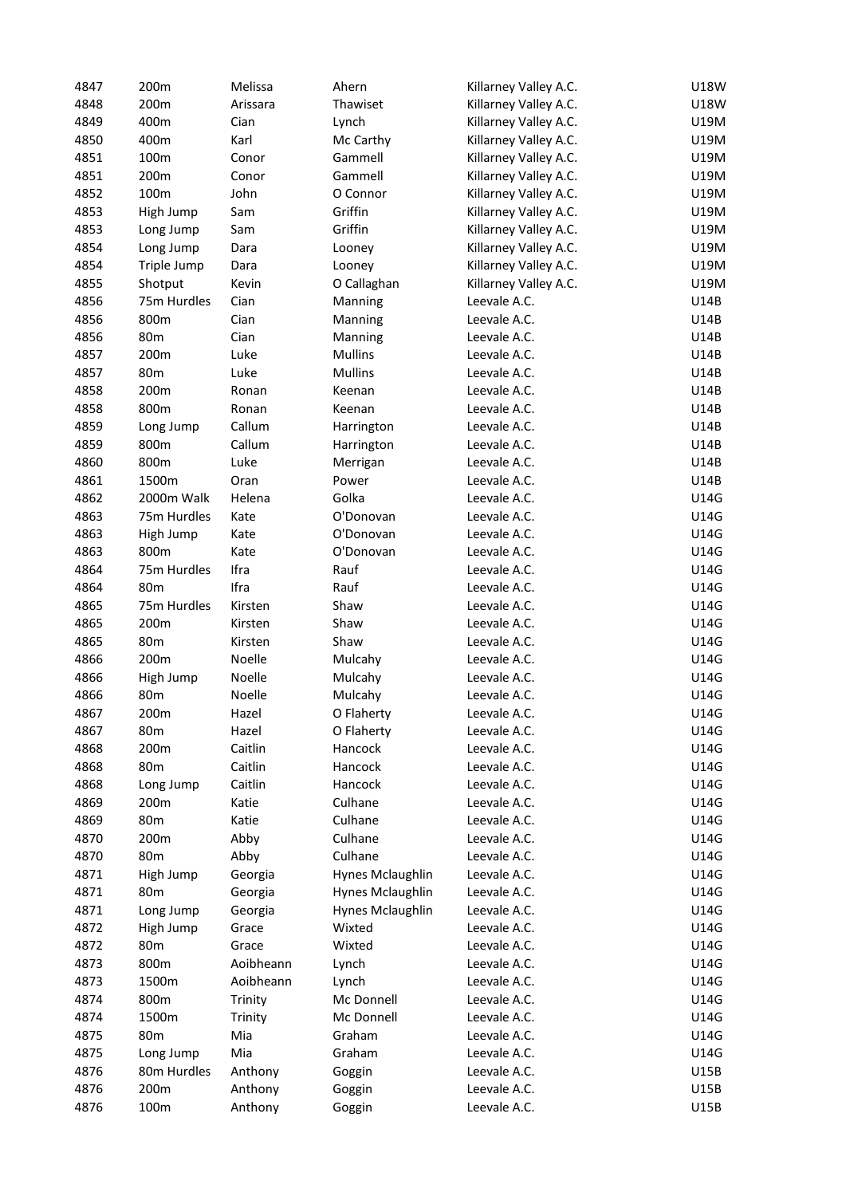| 4847 | 200m | Melissa | Ahern | Killarney Valley A.C. | U18W |
|---|---|---|---|---|---|
| 4848 | 200m | Arissara | Thawiset | Killarney Valley A.C. | U18W |
| 4849 | 400m | Cian | Lynch | Killarney Valley A.C. | U19M |
| 4850 | 400m | Karl | Mc Carthy | Killarney Valley A.C. | U19M |
| 4851 | 100m | Conor | Gammell | Killarney Valley A.C. | U19M |
| 4851 | 200m | Conor | Gammell | Killarney Valley A.C. | U19M |
| 4852 | 100m | John | O Connor | Killarney Valley A.C. | U19M |
| 4853 | High Jump | Sam | Griffin | Killarney Valley A.C. | U19M |
| 4853 | Long Jump | Sam | Griffin | Killarney Valley A.C. | U19M |
| 4854 | Long Jump | Dara | Looney | Killarney Valley A.C. | U19M |
| 4854 | Triple Jump | Dara | Looney | Killarney Valley A.C. | U19M |
| 4855 | Shotput | Kevin | O Callaghan | Killarney Valley A.C. | U19M |
| 4856 | 75m Hurdles | Cian | Manning | Leevale A.C. | U14B |
| 4856 | 800m | Cian | Manning | Leevale A.C. | U14B |
| 4856 | 80m | Cian | Manning | Leevale A.C. | U14B |
| 4857 | 200m | Luke | Mullins | Leevale A.C. | U14B |
| 4857 | 80m | Luke | Mullins | Leevale A.C. | U14B |
| 4858 | 200m | Ronan | Keenan | Leevale A.C. | U14B |
| 4858 | 800m | Ronan | Keenan | Leevale A.C. | U14B |
| 4859 | Long Jump | Callum | Harrington | Leevale A.C. | U14B |
| 4859 | 800m | Callum | Harrington | Leevale A.C. | U14B |
| 4860 | 800m | Luke | Merrigan | Leevale A.C. | U14B |
| 4861 | 1500m | Oran | Power | Leevale A.C. | U14B |
| 4862 | 2000m Walk | Helena | Golka | Leevale A.C. | U14G |
| 4863 | 75m Hurdles | Kate | O'Donovan | Leevale A.C. | U14G |
| 4863 | High Jump | Kate | O'Donovan | Leevale A.C. | U14G |
| 4863 | 800m | Kate | O'Donovan | Leevale A.C. | U14G |
| 4864 | 75m Hurdles | Ifra | Rauf | Leevale A.C. | U14G |
| 4864 | 80m | Ifra | Rauf | Leevale A.C. | U14G |
| 4865 | 75m Hurdles | Kirsten | Shaw | Leevale A.C. | U14G |
| 4865 | 200m | Kirsten | Shaw | Leevale A.C. | U14G |
| 4865 | 80m | Kirsten | Shaw | Leevale A.C. | U14G |
| 4866 | 200m | Noelle | Mulcahy | Leevale A.C. | U14G |
| 4866 | High Jump | Noelle | Mulcahy | Leevale A.C. | U14G |
| 4866 | 80m | Noelle | Mulcahy | Leevale A.C. | U14G |
| 4867 | 200m | Hazel | O Flaherty | Leevale A.C. | U14G |
| 4867 | 80m | Hazel | O Flaherty | Leevale A.C. | U14G |
| 4868 | 200m | Caitlin | Hancock | Leevale A.C. | U14G |
| 4868 | 80m | Caitlin | Hancock | Leevale A.C. | U14G |
| 4868 | Long Jump | Caitlin | Hancock | Leevale A.C. | U14G |
| 4869 | 200m | Katie | Culhane | Leevale A.C. | U14G |
| 4869 | 80m | Katie | Culhane | Leevale A.C. | U14G |
| 4870 | 200m | Abby | Culhane | Leevale A.C. | U14G |
| 4870 | 80m | Abby | Culhane | Leevale A.C. | U14G |
| 4871 | High Jump | Georgia | Hynes Mclaughlin | Leevale A.C. | U14G |
| 4871 | 80m | Georgia | Hynes Mclaughlin | Leevale A.C. | U14G |
| 4871 | Long Jump | Georgia | Hynes Mclaughlin | Leevale A.C. | U14G |
| 4872 | High Jump | Grace | Wixted | Leevale A.C. | U14G |
| 4872 | 80m | Grace | Wixted | Leevale A.C. | U14G |
| 4873 | 800m | Aoibheann | Lynch | Leevale A.C. | U14G |
| 4873 | 1500m | Aoibheann | Lynch | Leevale A.C. | U14G |
| 4874 | 800m | Trinity | Mc Donnell | Leevale A.C. | U14G |
| 4874 | 1500m | Trinity | Mc Donnell | Leevale A.C. | U14G |
| 4875 | 80m | Mia | Graham | Leevale A.C. | U14G |
| 4875 | Long Jump | Mia | Graham | Leevale A.C. | U14G |
| 4876 | 80m Hurdles | Anthony | Goggin | Leevale A.C. | U15B |
| 4876 | 200m | Anthony | Goggin | Leevale A.C. | U15B |
| 4876 | 100m | Anthony | Goggin | Leevale A.C. | U15B |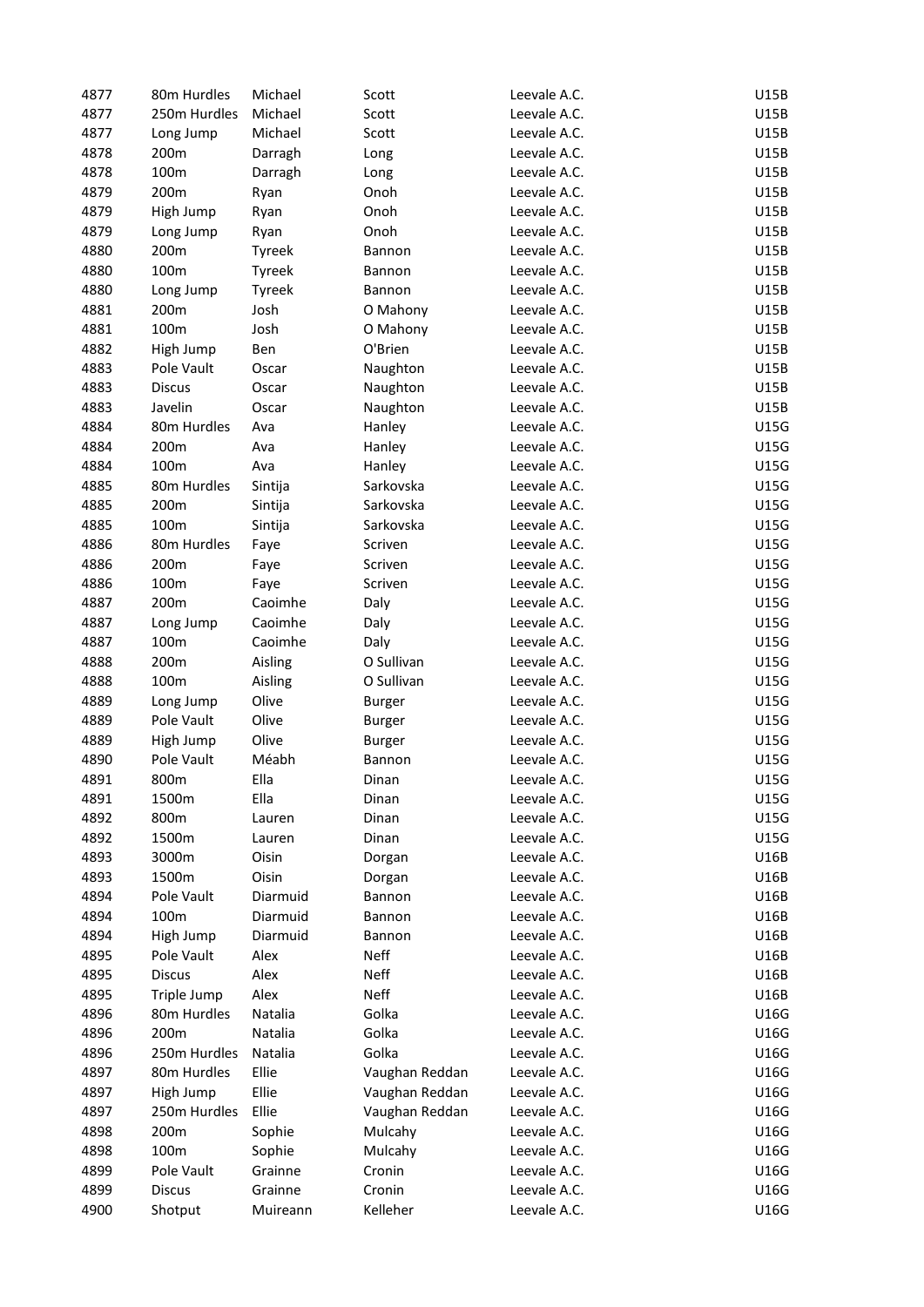| | | | | | |
|---|---|---|---|---|---|
| 4877 | 80m Hurdles | Michael | Scott | Leevale A.C. | U15B |
| 4877 | 250m Hurdles | Michael | Scott | Leevale A.C. | U15B |
| 4877 | Long Jump | Michael | Scott | Leevale A.C. | U15B |
| 4878 | 200m | Darragh | Long | Leevale A.C. | U15B |
| 4878 | 100m | Darragh | Long | Leevale A.C. | U15B |
| 4879 | 200m | Ryan | Onoh | Leevale A.C. | U15B |
| 4879 | High Jump | Ryan | Onoh | Leevale A.C. | U15B |
| 4879 | Long Jump | Ryan | Onoh | Leevale A.C. | U15B |
| 4880 | 200m | Tyreek | Bannon | Leevale A.C. | U15B |
| 4880 | 100m | Tyreek | Bannon | Leevale A.C. | U15B |
| 4880 | Long Jump | Tyreek | Bannon | Leevale A.C. | U15B |
| 4881 | 200m | Josh | O Mahony | Leevale A.C. | U15B |
| 4881 | 100m | Josh | O Mahony | Leevale A.C. | U15B |
| 4882 | High Jump | Ben | O'Brien | Leevale A.C. | U15B |
| 4883 | Pole Vault | Oscar | Naughton | Leevale A.C. | U15B |
| 4883 | Discus | Oscar | Naughton | Leevale A.C. | U15B |
| 4883 | Javelin | Oscar | Naughton | Leevale A.C. | U15B |
| 4884 | 80m Hurdles | Ava | Hanley | Leevale A.C. | U15G |
| 4884 | 200m | Ava | Hanley | Leevale A.C. | U15G |
| 4884 | 100m | Ava | Hanley | Leevale A.C. | U15G |
| 4885 | 80m Hurdles | Sintija | Sarkovska | Leevale A.C. | U15G |
| 4885 | 200m | Sintija | Sarkovska | Leevale A.C. | U15G |
| 4885 | 100m | Sintija | Sarkovska | Leevale A.C. | U15G |
| 4886 | 80m Hurdles | Faye | Scriven | Leevale A.C. | U15G |
| 4886 | 200m | Faye | Scriven | Leevale A.C. | U15G |
| 4886 | 100m | Faye | Scriven | Leevale A.C. | U15G |
| 4887 | 200m | Caoimhe | Daly | Leevale A.C. | U15G |
| 4887 | Long Jump | Caoimhe | Daly | Leevale A.C. | U15G |
| 4887 | 100m | Caoimhe | Daly | Leevale A.C. | U15G |
| 4888 | 200m | Aisling | O Sullivan | Leevale A.C. | U15G |
| 4888 | 100m | Aisling | O Sullivan | Leevale A.C. | U15G |
| 4889 | Long Jump | Olive | Burger | Leevale A.C. | U15G |
| 4889 | Pole Vault | Olive | Burger | Leevale A.C. | U15G |
| 4889 | High Jump | Olive | Burger | Leevale A.C. | U15G |
| 4890 | Pole Vault | Méabh | Bannon | Leevale A.C. | U15G |
| 4891 | 800m | Ella | Dinan | Leevale A.C. | U15G |
| 4891 | 1500m | Ella | Dinan | Leevale A.C. | U15G |
| 4892 | 800m | Lauren | Dinan | Leevale A.C. | U15G |
| 4892 | 1500m | Lauren | Dinan | Leevale A.C. | U15G |
| 4893 | 3000m | Oisin | Dorgan | Leevale A.C. | U16B |
| 4893 | 1500m | Oisin | Dorgan | Leevale A.C. | U16B |
| 4894 | Pole Vault | Diarmuid | Bannon | Leevale A.C. | U16B |
| 4894 | 100m | Diarmuid | Bannon | Leevale A.C. | U16B |
| 4894 | High Jump | Diarmuid | Bannon | Leevale A.C. | U16B |
| 4895 | Pole Vault | Alex | Neff | Leevale A.C. | U16B |
| 4895 | Discus | Alex | Neff | Leevale A.C. | U16B |
| 4895 | Triple Jump | Alex | Neff | Leevale A.C. | U16B |
| 4896 | 80m Hurdles | Natalia | Golka | Leevale A.C. | U16G |
| 4896 | 200m | Natalia | Golka | Leevale A.C. | U16G |
| 4896 | 250m Hurdles | Natalia | Golka | Leevale A.C. | U16G |
| 4897 | 80m Hurdles | Ellie | Vaughan Reddan | Leevale A.C. | U16G |
| 4897 | High Jump | Ellie | Vaughan Reddan | Leevale A.C. | U16G |
| 4897 | 250m Hurdles | Ellie | Vaughan Reddan | Leevale A.C. | U16G |
| 4898 | 200m | Sophie | Mulcahy | Leevale A.C. | U16G |
| 4898 | 100m | Sophie | Mulcahy | Leevale A.C. | U16G |
| 4899 | Pole Vault | Grainne | Cronin | Leevale A.C. | U16G |
| 4899 | Discus | Grainne | Cronin | Leevale A.C. | U16G |
| 4900 | Shotput | Muireann | Kelleher | Leevale A.C. | U16G |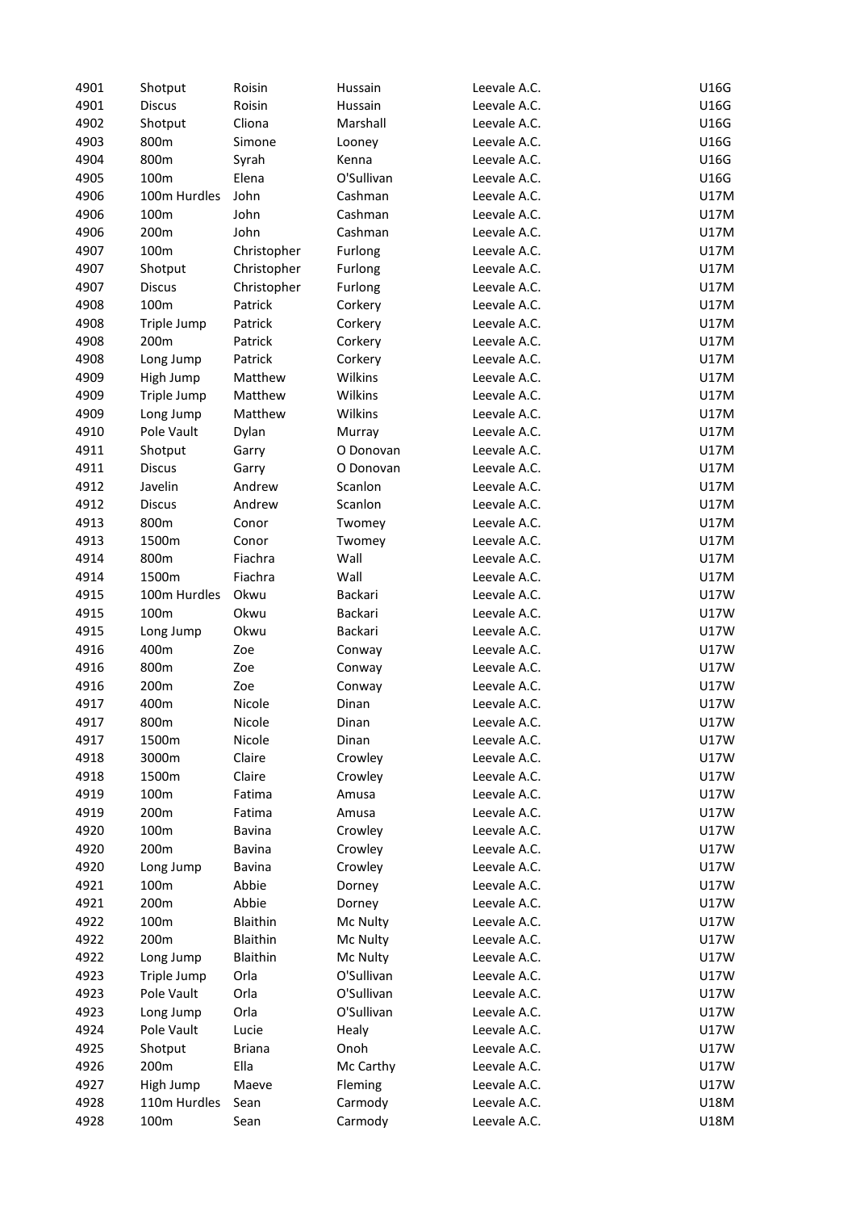| 4901 | Shotput | Roisin | Hussain | Leevale A.C. | U16G |
|---|---|---|---|---|---|
| 4901 | Discus | Roisin | Hussain | Leevale A.C. | U16G |
| 4902 | Shotput | Cliona | Marshall | Leevale A.C. | U16G |
| 4903 | 800m | Simone | Looney | Leevale A.C. | U16G |
| 4904 | 800m | Syrah | Kenna | Leevale A.C. | U16G |
| 4905 | 100m | Elena | O'Sullivan | Leevale A.C. | U16G |
| 4906 | 100m Hurdles | John | Cashman | Leevale A.C. | U17M |
| 4906 | 100m | John | Cashman | Leevale A.C. | U17M |
| 4906 | 200m | John | Cashman | Leevale A.C. | U17M |
| 4907 | 100m | Christopher | Furlong | Leevale A.C. | U17M |
| 4907 | Shotput | Christopher | Furlong | Leevale A.C. | U17M |
| 4907 | Discus | Christopher | Furlong | Leevale A.C. | U17M |
| 4908 | 100m | Patrick | Corkery | Leevale A.C. | U17M |
| 4908 | Triple Jump | Patrick | Corkery | Leevale A.C. | U17M |
| 4908 | 200m | Patrick | Corkery | Leevale A.C. | U17M |
| 4908 | Long Jump | Patrick | Corkery | Leevale A.C. | U17M |
| 4909 | High Jump | Matthew | Wilkins | Leevale A.C. | U17M |
| 4909 | Triple Jump | Matthew | Wilkins | Leevale A.C. | U17M |
| 4909 | Long Jump | Matthew | Wilkins | Leevale A.C. | U17M |
| 4910 | Pole Vault | Dylan | Murray | Leevale A.C. | U17M |
| 4911 | Shotput | Garry | O Donovan | Leevale A.C. | U17M |
| 4911 | Discus | Garry | O Donovan | Leevale A.C. | U17M |
| 4912 | Javelin | Andrew | Scanlon | Leevale A.C. | U17M |
| 4912 | Discus | Andrew | Scanlon | Leevale A.C. | U17M |
| 4913 | 800m | Conor | Twomey | Leevale A.C. | U17M |
| 4913 | 1500m | Conor | Twomey | Leevale A.C. | U17M |
| 4914 | 800m | Fiachra | Wall | Leevale A.C. | U17M |
| 4914 | 1500m | Fiachra | Wall | Leevale A.C. | U17M |
| 4915 | 100m Hurdles | Okwu | Backari | Leevale A.C. | U17W |
| 4915 | 100m | Okwu | Backari | Leevale A.C. | U17W |
| 4915 | Long Jump | Okwu | Backari | Leevale A.C. | U17W |
| 4916 | 400m | Zoe | Conway | Leevale A.C. | U17W |
| 4916 | 800m | Zoe | Conway | Leevale A.C. | U17W |
| 4916 | 200m | Zoe | Conway | Leevale A.C. | U17W |
| 4917 | 400m | Nicole | Dinan | Leevale A.C. | U17W |
| 4917 | 800m | Nicole | Dinan | Leevale A.C. | U17W |
| 4917 | 1500m | Nicole | Dinan | Leevale A.C. | U17W |
| 4918 | 3000m | Claire | Crowley | Leevale A.C. | U17W |
| 4918 | 1500m | Claire | Crowley | Leevale A.C. | U17W |
| 4919 | 100m | Fatima | Amusa | Leevale A.C. | U17W |
| 4919 | 200m | Fatima | Amusa | Leevale A.C. | U17W |
| 4920 | 100m | Bavina | Crowley | Leevale A.C. | U17W |
| 4920 | 200m | Bavina | Crowley | Leevale A.C. | U17W |
| 4920 | Long Jump | Bavina | Crowley | Leevale A.C. | U17W |
| 4921 | 100m | Abbie | Dorney | Leevale A.C. | U17W |
| 4921 | 200m | Abbie | Dorney | Leevale A.C. | U17W |
| 4922 | 100m | Blaithin | Mc Nulty | Leevale A.C. | U17W |
| 4922 | 200m | Blaithin | Mc Nulty | Leevale A.C. | U17W |
| 4922 | Long Jump | Blaithin | Mc Nulty | Leevale A.C. | U17W |
| 4923 | Triple Jump | Orla | O'Sullivan | Leevale A.C. | U17W |
| 4923 | Pole Vault | Orla | O'Sullivan | Leevale A.C. | U17W |
| 4923 | Long Jump | Orla | O'Sullivan | Leevale A.C. | U17W |
| 4924 | Pole Vault | Lucie | Healy | Leevale A.C. | U17W |
| 4925 | Shotput | Briana | Onoh | Leevale A.C. | U17W |
| 4926 | 200m | Ella | Mc Carthy | Leevale A.C. | U17W |
| 4927 | High Jump | Maeve | Fleming | Leevale A.C. | U17W |
| 4928 | 110m Hurdles | Sean | Carmody | Leevale A.C. | U18M |
| 4928 | 100m | Sean | Carmody | Leevale A.C. | U18M |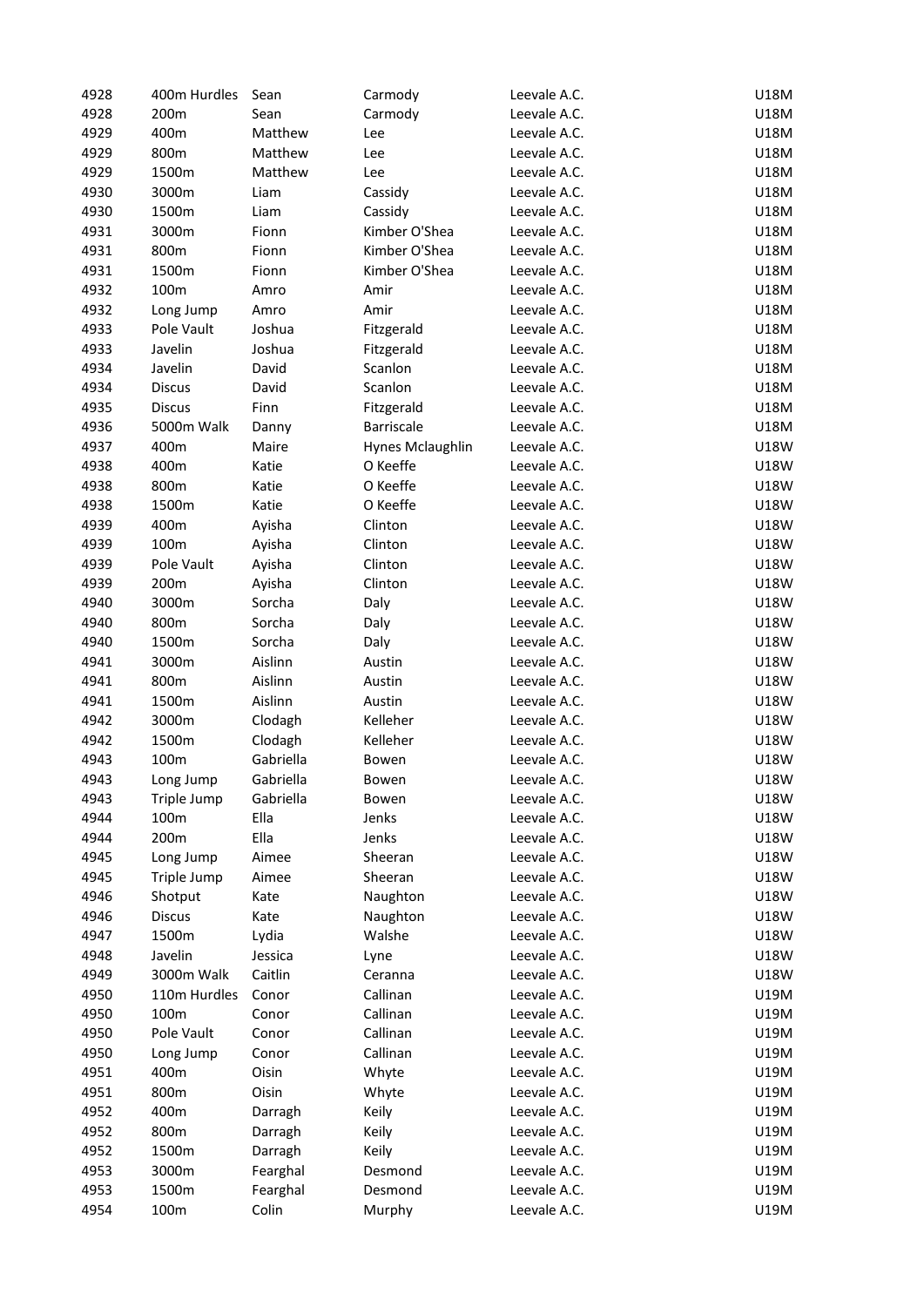| | | | | | |
|---|---|---|---|---|---|
| 4928 | 400m Hurdles | Sean | Carmody | Leevale A.C. | U18M |
| 4928 | 200m | Sean | Carmody | Leevale A.C. | U18M |
| 4929 | 400m | Matthew | Lee | Leevale A.C. | U18M |
| 4929 | 800m | Matthew | Lee | Leevale A.C. | U18M |
| 4929 | 1500m | Matthew | Lee | Leevale A.C. | U18M |
| 4930 | 3000m | Liam | Cassidy | Leevale A.C. | U18M |
| 4930 | 1500m | Liam | Cassidy | Leevale A.C. | U18M |
| 4931 | 3000m | Fionn | Kimber O'Shea | Leevale A.C. | U18M |
| 4931 | 800m | Fionn | Kimber O'Shea | Leevale A.C. | U18M |
| 4931 | 1500m | Fionn | Kimber O'Shea | Leevale A.C. | U18M |
| 4932 | 100m | Amro | Amir | Leevale A.C. | U18M |
| 4932 | Long Jump | Amro | Amir | Leevale A.C. | U18M |
| 4933 | Pole Vault | Joshua | Fitzgerald | Leevale A.C. | U18M |
| 4933 | Javelin | Joshua | Fitzgerald | Leevale A.C. | U18M |
| 4934 | Javelin | David | Scanlon | Leevale A.C. | U18M |
| 4934 | Discus | David | Scanlon | Leevale A.C. | U18M |
| 4935 | Discus | Finn | Fitzgerald | Leevale A.C. | U18M |
| 4936 | 5000m Walk | Danny | Barriscale | Leevale A.C. | U18M |
| 4937 | 400m | Maire | Hynes Mclaughlin | Leevale A.C. | U18W |
| 4938 | 400m | Katie | O Keeffe | Leevale A.C. | U18W |
| 4938 | 800m | Katie | O Keeffe | Leevale A.C. | U18W |
| 4938 | 1500m | Katie | O Keeffe | Leevale A.C. | U18W |
| 4939 | 400m | Ayisha | Clinton | Leevale A.C. | U18W |
| 4939 | 100m | Ayisha | Clinton | Leevale A.C. | U18W |
| 4939 | Pole Vault | Ayisha | Clinton | Leevale A.C. | U18W |
| 4939 | 200m | Ayisha | Clinton | Leevale A.C. | U18W |
| 4940 | 3000m | Sorcha | Daly | Leevale A.C. | U18W |
| 4940 | 800m | Sorcha | Daly | Leevale A.C. | U18W |
| 4940 | 1500m | Sorcha | Daly | Leevale A.C. | U18W |
| 4941 | 3000m | Aislinn | Austin | Leevale A.C. | U18W |
| 4941 | 800m | Aislinn | Austin | Leevale A.C. | U18W |
| 4941 | 1500m | Aislinn | Austin | Leevale A.C. | U18W |
| 4942 | 3000m | Clodagh | Kelleher | Leevale A.C. | U18W |
| 4942 | 1500m | Clodagh | Kelleher | Leevale A.C. | U18W |
| 4943 | 100m | Gabriella | Bowen | Leevale A.C. | U18W |
| 4943 | Long Jump | Gabriella | Bowen | Leevale A.C. | U18W |
| 4943 | Triple Jump | Gabriella | Bowen | Leevale A.C. | U18W |
| 4944 | 100m | Ella | Jenks | Leevale A.C. | U18W |
| 4944 | 200m | Ella | Jenks | Leevale A.C. | U18W |
| 4945 | Long Jump | Aimee | Sheeran | Leevale A.C. | U18W |
| 4945 | Triple Jump | Aimee | Sheeran | Leevale A.C. | U18W |
| 4946 | Shotput | Kate | Naughton | Leevale A.C. | U18W |
| 4946 | Discus | Kate | Naughton | Leevale A.C. | U18W |
| 4947 | 1500m | Lydia | Walshe | Leevale A.C. | U18W |
| 4948 | Javelin | Jessica | Lyne | Leevale A.C. | U18W |
| 4949 | 3000m Walk | Caitlin | Ceranna | Leevale A.C. | U18W |
| 4950 | 110m Hurdles | Conor | Callinan | Leevale A.C. | U19M |
| 4950 | 100m | Conor | Callinan | Leevale A.C. | U19M |
| 4950 | Pole Vault | Conor | Callinan | Leevale A.C. | U19M |
| 4950 | Long Jump | Conor | Callinan | Leevale A.C. | U19M |
| 4951 | 400m | Oisin | Whyte | Leevale A.C. | U19M |
| 4951 | 800m | Oisin | Whyte | Leevale A.C. | U19M |
| 4952 | 400m | Darragh | Keily | Leevale A.C. | U19M |
| 4952 | 800m | Darragh | Keily | Leevale A.C. | U19M |
| 4952 | 1500m | Darragh | Keily | Leevale A.C. | U19M |
| 4953 | 3000m | Fearghal | Desmond | Leevale A.C. | U19M |
| 4953 | 1500m | Fearghal | Desmond | Leevale A.C. | U19M |
| 4954 | 100m | Colin | Murphy | Leevale A.C. | U19M |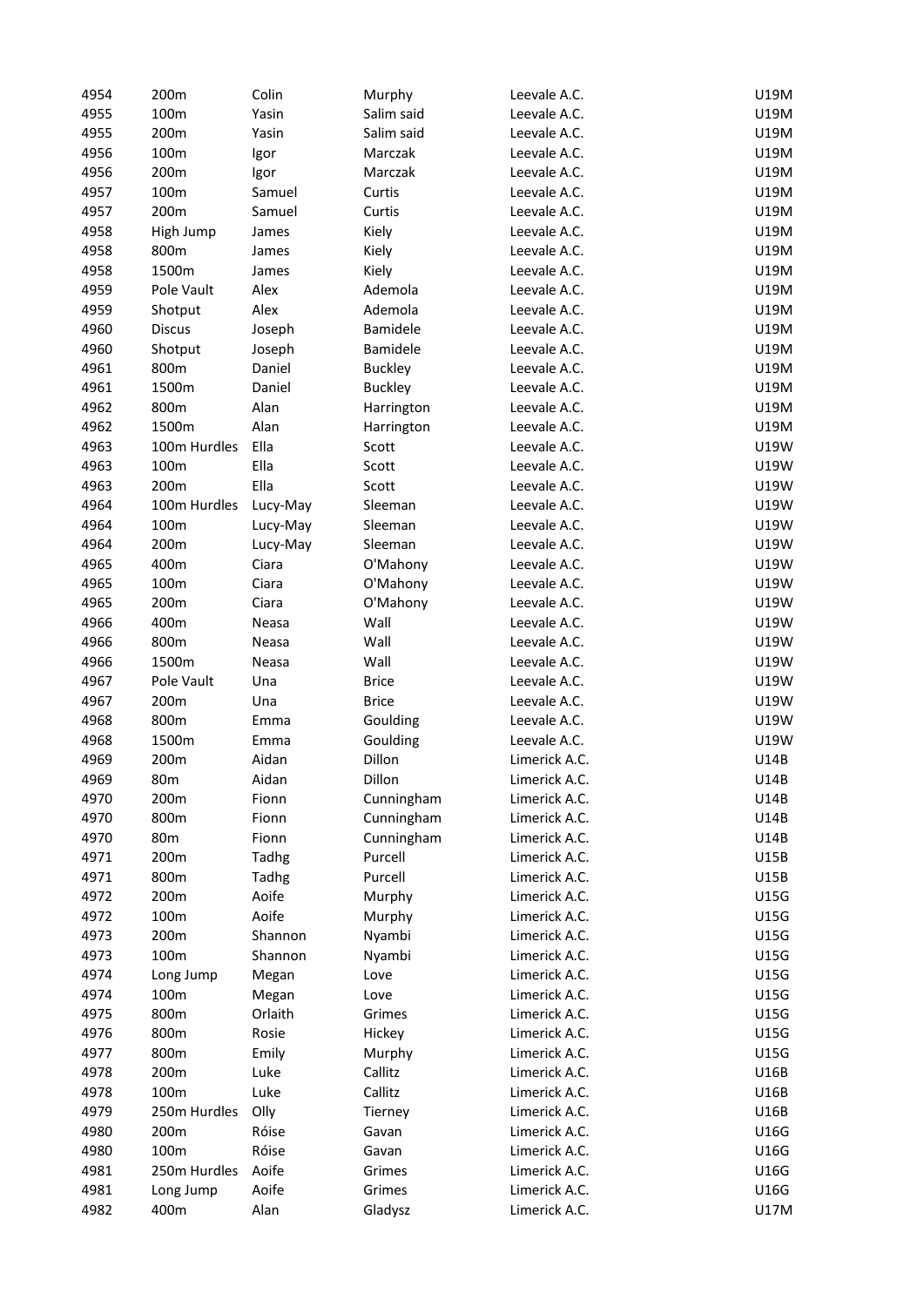| | | | | | |
|---|---|---|---|---|---|
| 4954 | 200m | Colin | Murphy | Leevale A.C. | U19M |
| 4955 | 100m | Yasin | Salim said | Leevale A.C. | U19M |
| 4955 | 200m | Yasin | Salim said | Leevale A.C. | U19M |
| 4956 | 100m | Igor | Marczak | Leevale A.C. | U19M |
| 4956 | 200m | Igor | Marczak | Leevale A.C. | U19M |
| 4957 | 100m | Samuel | Curtis | Leevale A.C. | U19M |
| 4957 | 200m | Samuel | Curtis | Leevale A.C. | U19M |
| 4958 | High Jump | James | Kiely | Leevale A.C. | U19M |
| 4958 | 800m | James | Kiely | Leevale A.C. | U19M |
| 4958 | 1500m | James | Kiely | Leevale A.C. | U19M |
| 4959 | Pole Vault | Alex | Ademola | Leevale A.C. | U19M |
| 4959 | Shotput | Alex | Ademola | Leevale A.C. | U19M |
| 4960 | Discus | Joseph | Bamidele | Leevale A.C. | U19M |
| 4960 | Shotput | Joseph | Bamidele | Leevale A.C. | U19M |
| 4961 | 800m | Daniel | Buckley | Leevale A.C. | U19M |
| 4961 | 1500m | Daniel | Buckley | Leevale A.C. | U19M |
| 4962 | 800m | Alan | Harrington | Leevale A.C. | U19M |
| 4962 | 1500m | Alan | Harrington | Leevale A.C. | U19M |
| 4963 | 100m Hurdles | Ella | Scott | Leevale A.C. | U19W |
| 4963 | 100m | Ella | Scott | Leevale A.C. | U19W |
| 4963 | 200m | Ella | Scott | Leevale A.C. | U19W |
| 4964 | 100m Hurdles | Lucy-May | Sleeman | Leevale A.C. | U19W |
| 4964 | 100m | Lucy-May | Sleeman | Leevale A.C. | U19W |
| 4964 | 200m | Lucy-May | Sleeman | Leevale A.C. | U19W |
| 4965 | 400m | Ciara | O'Mahony | Leevale A.C. | U19W |
| 4965 | 100m | Ciara | O'Mahony | Leevale A.C. | U19W |
| 4965 | 200m | Ciara | O'Mahony | Leevale A.C. | U19W |
| 4966 | 400m | Neasa | Wall | Leevale A.C. | U19W |
| 4966 | 800m | Neasa | Wall | Leevale A.C. | U19W |
| 4966 | 1500m | Neasa | Wall | Leevale A.C. | U19W |
| 4967 | Pole Vault | Una | Brice | Leevale A.C. | U19W |
| 4967 | 200m | Una | Brice | Leevale A.C. | U19W |
| 4968 | 800m | Emma | Goulding | Leevale A.C. | U19W |
| 4968 | 1500m | Emma | Goulding | Leevale A.C. | U19W |
| 4969 | 200m | Aidan | Dillon | Limerick A.C. | U14B |
| 4969 | 80m | Aidan | Dillon | Limerick A.C. | U14B |
| 4970 | 200m | Fionn | Cunningham | Limerick A.C. | U14B |
| 4970 | 800m | Fionn | Cunningham | Limerick A.C. | U14B |
| 4970 | 80m | Fionn | Cunningham | Limerick A.C. | U14B |
| 4971 | 200m | Tadhg | Purcell | Limerick A.C. | U15B |
| 4971 | 800m | Tadhg | Purcell | Limerick A.C. | U15B |
| 4972 | 200m | Aoife | Murphy | Limerick A.C. | U15G |
| 4972 | 100m | Aoife | Murphy | Limerick A.C. | U15G |
| 4973 | 200m | Shannon | Nyambi | Limerick A.C. | U15G |
| 4973 | 100m | Shannon | Nyambi | Limerick A.C. | U15G |
| 4974 | Long Jump | Megan | Love | Limerick A.C. | U15G |
| 4974 | 100m | Megan | Love | Limerick A.C. | U15G |
| 4975 | 800m | Orlaith | Grimes | Limerick A.C. | U15G |
| 4976 | 800m | Rosie | Hickey | Limerick A.C. | U15G |
| 4977 | 800m | Emily | Murphy | Limerick A.C. | U15G |
| 4978 | 200m | Luke | Callitz | Limerick A.C. | U16B |
| 4978 | 100m | Luke | Callitz | Limerick A.C. | U16B |
| 4979 | 250m Hurdles | Olly | Tierney | Limerick A.C. | U16B |
| 4980 | 200m | Róise | Gavan | Limerick A.C. | U16G |
| 4980 | 100m | Róise | Gavan | Limerick A.C. | U16G |
| 4981 | 250m Hurdles | Aoife | Grimes | Limerick A.C. | U16G |
| 4981 | Long Jump | Aoife | Grimes | Limerick A.C. | U16G |
| 4982 | 400m | Alan | Gladysz | Limerick A.C. | U17M |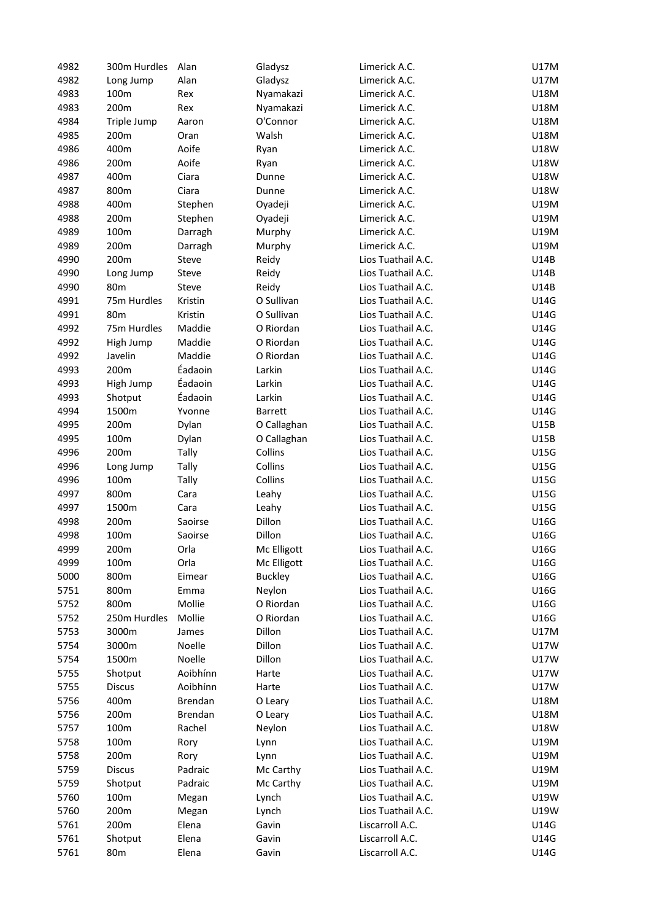| 4982 | 300m Hurdles | Alan | Gladysz | Limerick A.C. | U17M |
|---|---|---|---|---|---|
| 4982 | Long Jump | Alan | Gladysz | Limerick A.C. | U17M |
| 4983 | 100m | Rex | Nyamakazi | Limerick A.C. | U18M |
| 4983 | 200m | Rex | Nyamakazi | Limerick A.C. | U18M |
| 4984 | Triple Jump | Aaron | O'Connor | Limerick A.C. | U18M |
| 4985 | 200m | Oran | Walsh | Limerick A.C. | U18M |
| 4986 | 400m | Aoife | Ryan | Limerick A.C. | U18W |
| 4986 | 200m | Aoife | Ryan | Limerick A.C. | U18W |
| 4987 | 400m | Ciara | Dunne | Limerick A.C. | U18W |
| 4987 | 800m | Ciara | Dunne | Limerick A.C. | U18W |
| 4988 | 400m | Stephen | Oyadeji | Limerick A.C. | U19M |
| 4988 | 200m | Stephen | Oyadeji | Limerick A.C. | U19M |
| 4989 | 100m | Darragh | Murphy | Limerick A.C. | U19M |
| 4989 | 200m | Darragh | Murphy | Limerick A.C. | U19M |
| 4990 | 200m | Steve | Reidy | Lios Tuathail A.C. | U14B |
| 4990 | Long Jump | Steve | Reidy | Lios Tuathail A.C. | U14B |
| 4990 | 80m | Steve | Reidy | Lios Tuathail A.C. | U14B |
| 4991 | 75m Hurdles | Kristin | O Sullivan | Lios Tuathail A.C. | U14G |
| 4991 | 80m | Kristin | O Sullivan | Lios Tuathail A.C. | U14G |
| 4992 | 75m Hurdles | Maddie | O Riordan | Lios Tuathail A.C. | U14G |
| 4992 | High Jump | Maddie | O Riordan | Lios Tuathail A.C. | U14G |
| 4992 | Javelin | Maddie | O Riordan | Lios Tuathail A.C. | U14G |
| 4993 | 200m | Éadaoin | Larkin | Lios Tuathail A.C. | U14G |
| 4993 | High Jump | Éadaoin | Larkin | Lios Tuathail A.C. | U14G |
| 4993 | Shotput | Éadaoin | Larkin | Lios Tuathail A.C. | U14G |
| 4994 | 1500m | Yvonne | Barrett | Lios Tuathail A.C. | U14G |
| 4995 | 200m | Dylan | O Callaghan | Lios Tuathail A.C. | U15B |
| 4995 | 100m | Dylan | O Callaghan | Lios Tuathail A.C. | U15B |
| 4996 | 200m | Tally | Collins | Lios Tuathail A.C. | U15G |
| 4996 | Long Jump | Tally | Collins | Lios Tuathail A.C. | U15G |
| 4996 | 100m | Tally | Collins | Lios Tuathail A.C. | U15G |
| 4997 | 800m | Cara | Leahy | Lios Tuathail A.C. | U15G |
| 4997 | 1500m | Cara | Leahy | Lios Tuathail A.C. | U15G |
| 4998 | 200m | Saoirse | Dillon | Lios Tuathail A.C. | U16G |
| 4998 | 100m | Saoirse | Dillon | Lios Tuathail A.C. | U16G |
| 4999 | 200m | Orla | Mc Elligott | Lios Tuathail A.C. | U16G |
| 4999 | 100m | Orla | Mc Elligott | Lios Tuathail A.C. | U16G |
| 5000 | 800m | Eimear | Buckley | Lios Tuathail A.C. | U16G |
| 5751 | 800m | Emma | Neylon | Lios Tuathail A.C. | U16G |
| 5752 | 800m | Mollie | O Riordan | Lios Tuathail A.C. | U16G |
| 5752 | 250m Hurdles | Mollie | O Riordan | Lios Tuathail A.C. | U16G |
| 5753 | 3000m | James | Dillon | Lios Tuathail A.C. | U17M |
| 5754 | 3000m | Noelle | Dillon | Lios Tuathail A.C. | U17W |
| 5754 | 1500m | Noelle | Dillon | Lios Tuathail A.C. | U17W |
| 5755 | Shotput | Aoibhínn | Harte | Lios Tuathail A.C. | U17W |
| 5755 | Discus | Aoibhínn | Harte | Lios Tuathail A.C. | U17W |
| 5756 | 400m | Brendan | O Leary | Lios Tuathail A.C. | U18M |
| 5756 | 200m | Brendan | O Leary | Lios Tuathail A.C. | U18M |
| 5757 | 100m | Rachel | Neylon | Lios Tuathail A.C. | U18W |
| 5758 | 100m | Rory | Lynn | Lios Tuathail A.C. | U19M |
| 5758 | 200m | Rory | Lynn | Lios Tuathail A.C. | U19M |
| 5759 | Discus | Padraic | Mc Carthy | Lios Tuathail A.C. | U19M |
| 5759 | Shotput | Padraic | Mc Carthy | Lios Tuathail A.C. | U19M |
| 5760 | 100m | Megan | Lynch | Lios Tuathail A.C. | U19W |
| 5760 | 200m | Megan | Lynch | Lios Tuathail A.C. | U19W |
| 5761 | 200m | Elena | Gavin | Liscarroll A.C. | U14G |
| 5761 | Shotput | Elena | Gavin | Liscarroll A.C. | U14G |
| 5761 | 80m | Elena | Gavin | Liscarroll A.C. | U14G |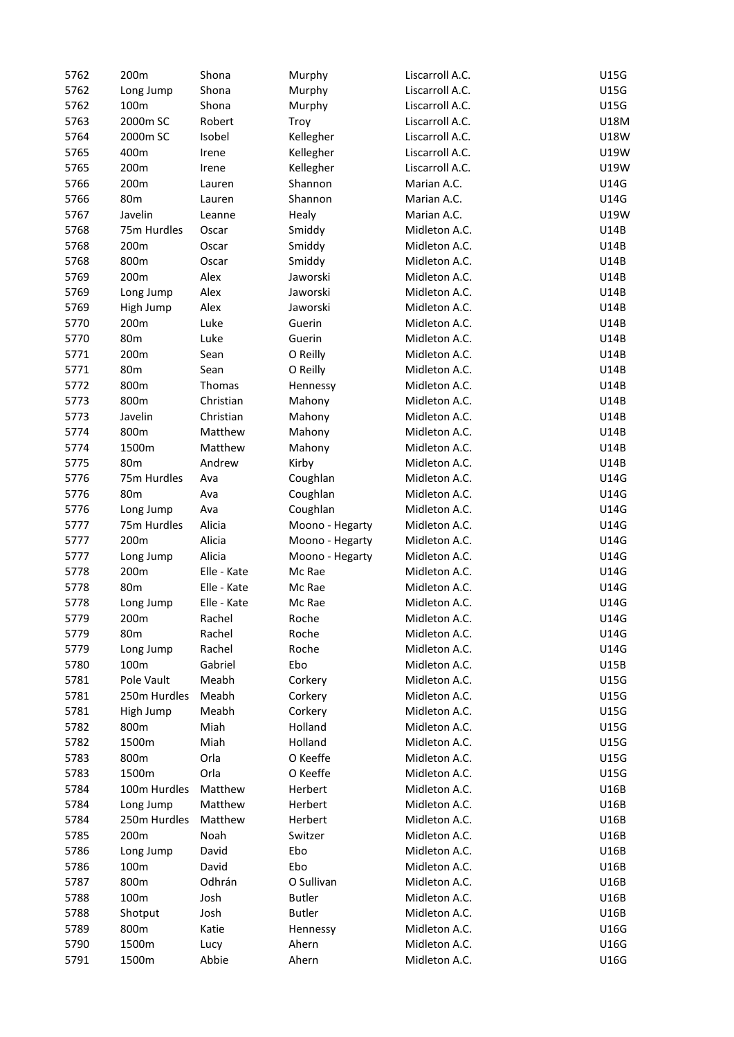| | | | | | |
|---|---|---|---|---|---|
| 5762 | 200m | Shona | Murphy | Liscarroll A.C. | U15G |
| 5762 | Long Jump | Shona | Murphy | Liscarroll A.C. | U15G |
| 5762 | 100m | Shona | Murphy | Liscarroll A.C. | U15G |
| 5763 | 2000m SC | Robert | Troy | Liscarroll A.C. | U18M |
| 5764 | 2000m SC | Isobel | Kellegher | Liscarroll A.C. | U18W |
| 5765 | 400m | Irene | Kellegher | Liscarroll A.C. | U19W |
| 5765 | 200m | Irene | Kellegher | Liscarroll A.C. | U19W |
| 5766 | 200m | Lauren | Shannon | Marian A.C. | U14G |
| 5766 | 80m | Lauren | Shannon | Marian A.C. | U14G |
| 5767 | Javelin | Leanne | Healy | Marian A.C. | U19W |
| 5768 | 75m Hurdles | Oscar | Smiddy | Midleton A.C. | U14B |
| 5768 | 200m | Oscar | Smiddy | Midleton A.C. | U14B |
| 5768 | 800m | Oscar | Smiddy | Midleton A.C. | U14B |
| 5769 | 200m | Alex | Jaworski | Midleton A.C. | U14B |
| 5769 | Long Jump | Alex | Jaworski | Midleton A.C. | U14B |
| 5769 | High Jump | Alex | Jaworski | Midleton A.C. | U14B |
| 5770 | 200m | Luke | Guerin | Midleton A.C. | U14B |
| 5770 | 80m | Luke | Guerin | Midleton A.C. | U14B |
| 5771 | 200m | Sean | O Reilly | Midleton A.C. | U14B |
| 5771 | 80m | Sean | O Reilly | Midleton A.C. | U14B |
| 5772 | 800m | Thomas | Hennessy | Midleton A.C. | U14B |
| 5773 | 800m | Christian | Mahony | Midleton A.C. | U14B |
| 5773 | Javelin | Christian | Mahony | Midleton A.C. | U14B |
| 5774 | 800m | Matthew | Mahony | Midleton A.C. | U14B |
| 5774 | 1500m | Matthew | Mahony | Midleton A.C. | U14B |
| 5775 | 80m | Andrew | Kirby | Midleton A.C. | U14B |
| 5776 | 75m Hurdles | Ava | Coughlan | Midleton A.C. | U14G |
| 5776 | 80m | Ava | Coughlan | Midleton A.C. | U14G |
| 5776 | Long Jump | Ava | Coughlan | Midleton A.C. | U14G |
| 5777 | 75m Hurdles | Alicia | Moono - Hegarty | Midleton A.C. | U14G |
| 5777 | 200m | Alicia | Moono - Hegarty | Midleton A.C. | U14G |
| 5777 | Long Jump | Alicia | Moono - Hegarty | Midleton A.C. | U14G |
| 5778 | 200m | Elle - Kate | Mc Rae | Midleton A.C. | U14G |
| 5778 | 80m | Elle - Kate | Mc Rae | Midleton A.C. | U14G |
| 5778 | Long Jump | Elle - Kate | Mc Rae | Midleton A.C. | U14G |
| 5779 | 200m | Rachel | Roche | Midleton A.C. | U14G |
| 5779 | 80m | Rachel | Roche | Midleton A.C. | U14G |
| 5779 | Long Jump | Rachel | Roche | Midleton A.C. | U14G |
| 5780 | 100m | Gabriel | Ebo | Midleton A.C. | U15B |
| 5781 | Pole Vault | Meabh | Corkery | Midleton A.C. | U15G |
| 5781 | 250m Hurdles | Meabh | Corkery | Midleton A.C. | U15G |
| 5781 | High Jump | Meabh | Corkery | Midleton A.C. | U15G |
| 5782 | 800m | Miah | Holland | Midleton A.C. | U15G |
| 5782 | 1500m | Miah | Holland | Midleton A.C. | U15G |
| 5783 | 800m | Orla | O Keeffe | Midleton A.C. | U15G |
| 5783 | 1500m | Orla | O Keeffe | Midleton A.C. | U15G |
| 5784 | 100m Hurdles | Matthew | Herbert | Midleton A.C. | U16B |
| 5784 | Long Jump | Matthew | Herbert | Midleton A.C. | U16B |
| 5784 | 250m Hurdles | Matthew | Herbert | Midleton A.C. | U16B |
| 5785 | 200m | Noah | Switzer | Midleton A.C. | U16B |
| 5786 | Long Jump | David | Ebo | Midleton A.C. | U16B |
| 5786 | 100m | David | Ebo | Midleton A.C. | U16B |
| 5787 | 800m | Odhrán | O Sullivan | Midleton A.C. | U16B |
| 5788 | 100m | Josh | Butler | Midleton A.C. | U16B |
| 5788 | Shotput | Josh | Butler | Midleton A.C. | U16B |
| 5789 | 800m | Katie | Hennessy | Midleton A.C. | U16G |
| 5790 | 1500m | Lucy | Ahern | Midleton A.C. | U16G |
| 5791 | 1500m | Abbie | Ahern | Midleton A.C. | U16G |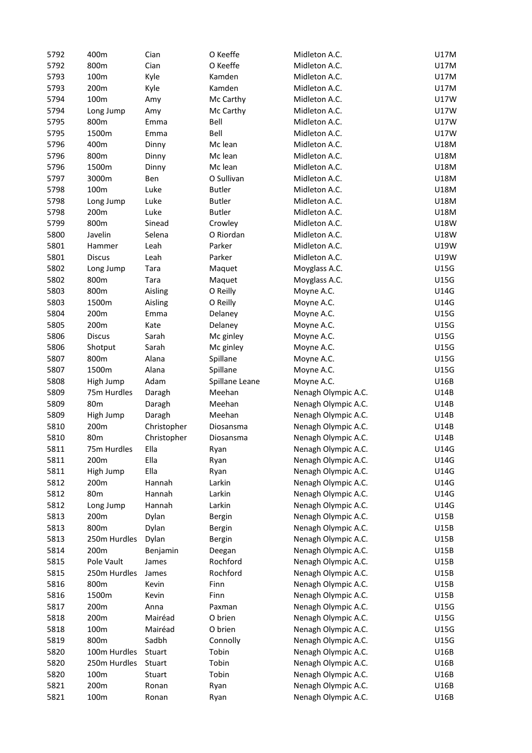| 5792 | 400m | Cian | O Keeffe | Midleton A.C. | U17M |
|---|---|---|---|---|---|
| 5792 | 800m | Cian | O Keeffe | Midleton A.C. | U17M |
| 5793 | 100m | Kyle | Kamden | Midleton A.C. | U17M |
| 5793 | 200m | Kyle | Kamden | Midleton A.C. | U17M |
| 5794 | 100m | Amy | Mc Carthy | Midleton A.C. | U17W |
| 5794 | Long Jump | Amy | Mc Carthy | Midleton A.C. | U17W |
| 5795 | 800m | Emma | Bell | Midleton A.C. | U17W |
| 5795 | 1500m | Emma | Bell | Midleton A.C. | U17W |
| 5796 | 400m | Dinny | Mc lean | Midleton A.C. | U18M |
| 5796 | 800m | Dinny | Mc lean | Midleton A.C. | U18M |
| 5796 | 1500m | Dinny | Mc lean | Midleton A.C. | U18M |
| 5797 | 3000m | Ben | O Sullivan | Midleton A.C. | U18M |
| 5798 | 100m | Luke | Butler | Midleton A.C. | U18M |
| 5798 | Long Jump | Luke | Butler | Midleton A.C. | U18M |
| 5798 | 200m | Luke | Butler | Midleton A.C. | U18M |
| 5799 | 800m | Sinead | Crowley | Midleton A.C. | U18W |
| 5800 | Javelin | Selena | O Riordan | Midleton A.C. | U18W |
| 5801 | Hammer | Leah | Parker | Midleton A.C. | U19W |
| 5801 | Discus | Leah | Parker | Midleton A.C. | U19W |
| 5802 | Long Jump | Tara | Maquet | Moyglass A.C. | U15G |
| 5802 | 800m | Tara | Maquet | Moyglass A.C. | U15G |
| 5803 | 800m | Aisling | O Reilly | Moyne A.C. | U14G |
| 5803 | 1500m | Aisling | O Reilly | Moyne A.C. | U14G |
| 5804 | 200m | Emma | Delaney | Moyne A.C. | U15G |
| 5805 | 200m | Kate | Delaney | Moyne A.C. | U15G |
| 5806 | Discus | Sarah | Mc ginley | Moyne A.C. | U15G |
| 5806 | Shotput | Sarah | Mc ginley | Moyne A.C. | U15G |
| 5807 | 800m | Alana | Spillane | Moyne A.C. | U15G |
| 5807 | 1500m | Alana | Spillane | Moyne A.C. | U15G |
| 5808 | High Jump | Adam | Spillane Leane | Moyne A.C. | U16B |
| 5809 | 75m Hurdles | Daragh | Meehan | Nenagh Olympic A.C. | U14B |
| 5809 | 80m | Daragh | Meehan | Nenagh Olympic A.C. | U14B |
| 5809 | High Jump | Daragh | Meehan | Nenagh Olympic A.C. | U14B |
| 5810 | 200m | Christopher | Diosansma | Nenagh Olympic A.C. | U14B |
| 5810 | 80m | Christopher | Diosansma | Nenagh Olympic A.C. | U14B |
| 5811 | 75m Hurdles | Ella | Ryan | Nenagh Olympic A.C. | U14G |
| 5811 | 200m | Ella | Ryan | Nenagh Olympic A.C. | U14G |
| 5811 | High Jump | Ella | Ryan | Nenagh Olympic A.C. | U14G |
| 5812 | 200m | Hannah | Larkin | Nenagh Olympic A.C. | U14G |
| 5812 | 80m | Hannah | Larkin | Nenagh Olympic A.C. | U14G |
| 5812 | Long Jump | Hannah | Larkin | Nenagh Olympic A.C. | U14G |
| 5813 | 200m | Dylan | Bergin | Nenagh Olympic A.C. | U15B |
| 5813 | 800m | Dylan | Bergin | Nenagh Olympic A.C. | U15B |
| 5813 | 250m Hurdles | Dylan | Bergin | Nenagh Olympic A.C. | U15B |
| 5814 | 200m | Benjamin | Deegan | Nenagh Olympic A.C. | U15B |
| 5815 | Pole Vault | James | Rochford | Nenagh Olympic A.C. | U15B |
| 5815 | 250m Hurdles | James | Rochford | Nenagh Olympic A.C. | U15B |
| 5816 | 800m | Kevin | Finn | Nenagh Olympic A.C. | U15B |
| 5816 | 1500m | Kevin | Finn | Nenagh Olympic A.C. | U15B |
| 5817 | 200m | Anna | Paxman | Nenagh Olympic A.C. | U15G |
| 5818 | 200m | Mairéad | O brien | Nenagh Olympic A.C. | U15G |
| 5818 | 100m | Mairéad | O brien | Nenagh Olympic A.C. | U15G |
| 5819 | 800m | Sadbh | Connolly | Nenagh Olympic A.C. | U15G |
| 5820 | 100m Hurdles | Stuart | Tobin | Nenagh Olympic A.C. | U16B |
| 5820 | 250m Hurdles | Stuart | Tobin | Nenagh Olympic A.C. | U16B |
| 5820 | 100m | Stuart | Tobin | Nenagh Olympic A.C. | U16B |
| 5821 | 200m | Ronan | Ryan | Nenagh Olympic A.C. | U16B |
| 5821 | 100m | Ronan | Ryan | Nenagh Olympic A.C. | U16B |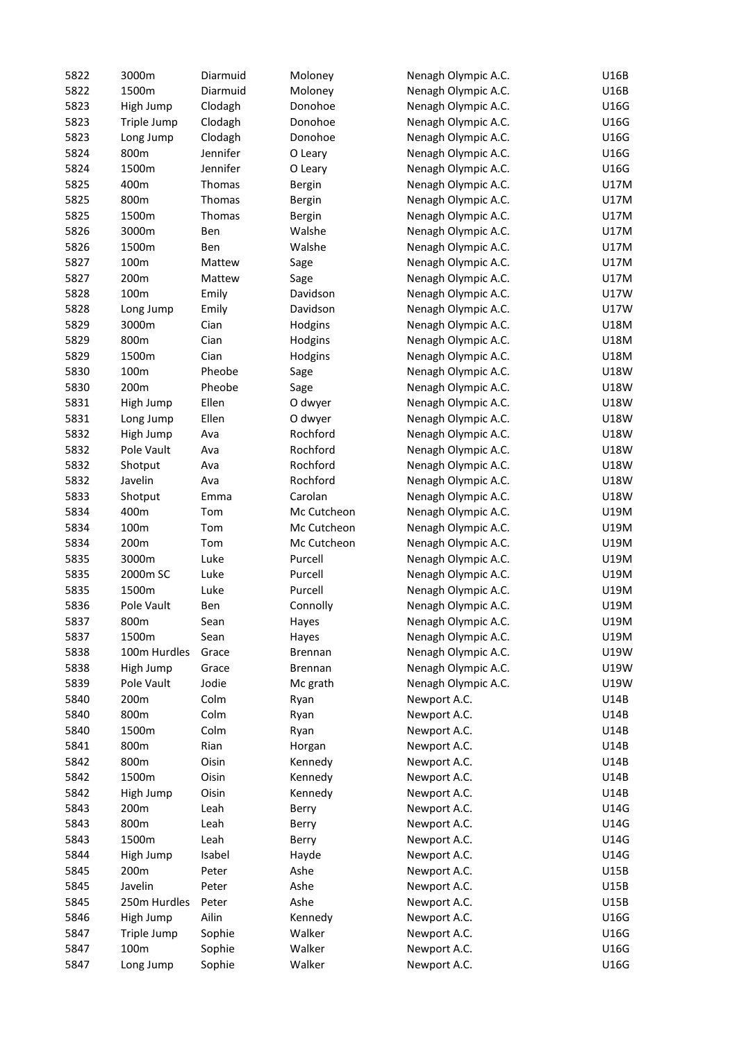| | | | | | |
|---|---|---|---|---|---|
| 5822 | 3000m | Diarmuid | Moloney | Nenagh Olympic A.C. | U16B |
| 5822 | 1500m | Diarmuid | Moloney | Nenagh Olympic A.C. | U16B |
| 5823 | High Jump | Clodagh | Donohoe | Nenagh Olympic A.C. | U16G |
| 5823 | Triple Jump | Clodagh | Donohoe | Nenagh Olympic A.C. | U16G |
| 5823 | Long Jump | Clodagh | Donohoe | Nenagh Olympic A.C. | U16G |
| 5824 | 800m | Jennifer | O Leary | Nenagh Olympic A.C. | U16G |
| 5824 | 1500m | Jennifer | O Leary | Nenagh Olympic A.C. | U16G |
| 5825 | 400m | Thomas | Bergin | Nenagh Olympic A.C. | U17M |
| 5825 | 800m | Thomas | Bergin | Nenagh Olympic A.C. | U17M |
| 5825 | 1500m | Thomas | Bergin | Nenagh Olympic A.C. | U17M |
| 5826 | 3000m | Ben | Walshe | Nenagh Olympic A.C. | U17M |
| 5826 | 1500m | Ben | Walshe | Nenagh Olympic A.C. | U17M |
| 5827 | 100m | Mattew | Sage | Nenagh Olympic A.C. | U17M |
| 5827 | 200m | Mattew | Sage | Nenagh Olympic A.C. | U17M |
| 5828 | 100m | Emily | Davidson | Nenagh Olympic A.C. | U17W |
| 5828 | Long Jump | Emily | Davidson | Nenagh Olympic A.C. | U17W |
| 5829 | 3000m | Cian | Hodgins | Nenagh Olympic A.C. | U18M |
| 5829 | 800m | Cian | Hodgins | Nenagh Olympic A.C. | U18M |
| 5829 | 1500m | Cian | Hodgins | Nenagh Olympic A.C. | U18M |
| 5830 | 100m | Pheobe | Sage | Nenagh Olympic A.C. | U18W |
| 5830 | 200m | Pheobe | Sage | Nenagh Olympic A.C. | U18W |
| 5831 | High Jump | Ellen | O dwyer | Nenagh Olympic A.C. | U18W |
| 5831 | Long Jump | Ellen | O dwyer | Nenagh Olympic A.C. | U18W |
| 5832 | High Jump | Ava | Rochford | Nenagh Olympic A.C. | U18W |
| 5832 | Pole Vault | Ava | Rochford | Nenagh Olympic A.C. | U18W |
| 5832 | Shotput | Ava | Rochford | Nenagh Olympic A.C. | U18W |
| 5832 | Javelin | Ava | Rochford | Nenagh Olympic A.C. | U18W |
| 5833 | Shotput | Emma | Carolan | Nenagh Olympic A.C. | U18W |
| 5834 | 400m | Tom | Mc Cutcheon | Nenagh Olympic A.C. | U19M |
| 5834 | 100m | Tom | Mc Cutcheon | Nenagh Olympic A.C. | U19M |
| 5834 | 200m | Tom | Mc Cutcheon | Nenagh Olympic A.C. | U19M |
| 5835 | 3000m | Luke | Purcell | Nenagh Olympic A.C. | U19M |
| 5835 | 2000m SC | Luke | Purcell | Nenagh Olympic A.C. | U19M |
| 5835 | 1500m | Luke | Purcell | Nenagh Olympic A.C. | U19M |
| 5836 | Pole Vault | Ben | Connolly | Nenagh Olympic A.C. | U19M |
| 5837 | 800m | Sean | Hayes | Nenagh Olympic A.C. | U19M |
| 5837 | 1500m | Sean | Hayes | Nenagh Olympic A.C. | U19M |
| 5838 | 100m Hurdles | Grace | Brennan | Nenagh Olympic A.C. | U19W |
| 5838 | High Jump | Grace | Brennan | Nenagh Olympic A.C. | U19W |
| 5839 | Pole Vault | Jodie | Mc grath | Nenagh Olympic A.C. | U19W |
| 5840 | 200m | Colm | Ryan | Newport A.C. | U14B |
| 5840 | 800m | Colm | Ryan | Newport A.C. | U14B |
| 5840 | 1500m | Colm | Ryan | Newport A.C. | U14B |
| 5841 | 800m | Rian | Horgan | Newport A.C. | U14B |
| 5842 | 800m | Oisin | Kennedy | Newport A.C. | U14B |
| 5842 | 1500m | Oisin | Kennedy | Newport A.C. | U14B |
| 5842 | High Jump | Oisin | Kennedy | Newport A.C. | U14B |
| 5843 | 200m | Leah | Berry | Newport A.C. | U14G |
| 5843 | 800m | Leah | Berry | Newport A.C. | U14G |
| 5843 | 1500m | Leah | Berry | Newport A.C. | U14G |
| 5844 | High Jump | Isabel | Hayde | Newport A.C. | U14G |
| 5845 | 200m | Peter | Ashe | Newport A.C. | U15B |
| 5845 | Javelin | Peter | Ashe | Newport A.C. | U15B |
| 5845 | 250m Hurdles | Peter | Ashe | Newport A.C. | U15B |
| 5846 | High Jump | Ailin | Kennedy | Newport A.C. | U16G |
| 5847 | Triple Jump | Sophie | Walker | Newport A.C. | U16G |
| 5847 | 100m | Sophie | Walker | Newport A.C. | U16G |
| 5847 | Long Jump | Sophie | Walker | Newport A.C. | U16G |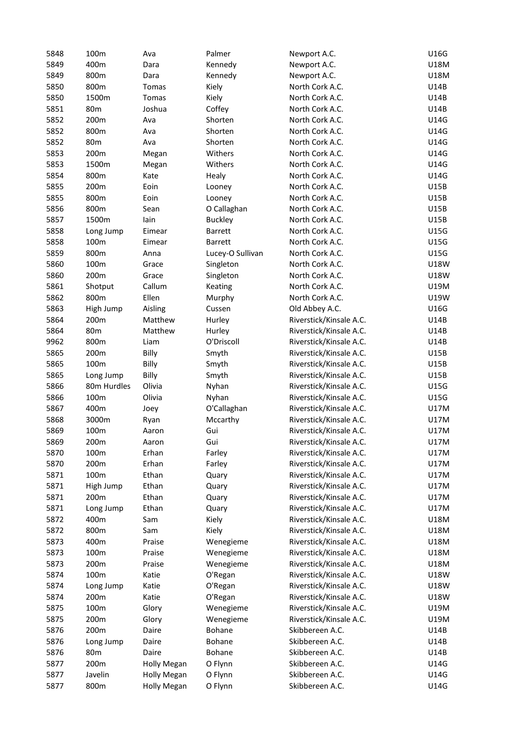| | | | | | |
|---|---|---|---|---|---|
| 5848 | 100m | Ava | Palmer | Newport A.C. | U16G |
| 5849 | 400m | Dara | Kennedy | Newport A.C. | U18M |
| 5849 | 800m | Dara | Kennedy | Newport A.C. | U18M |
| 5850 | 800m | Tomas | Kiely | North Cork A.C. | U14B |
| 5850 | 1500m | Tomas | Kiely | North Cork A.C. | U14B |
| 5851 | 80m | Joshua | Coffey | North Cork A.C. | U14B |
| 5852 | 200m | Ava | Shorten | North Cork A.C. | U14G |
| 5852 | 800m | Ava | Shorten | North Cork A.C. | U14G |
| 5852 | 80m | Ava | Shorten | North Cork A.C. | U14G |
| 5853 | 200m | Megan | Withers | North Cork A.C. | U14G |
| 5853 | 1500m | Megan | Withers | North Cork A.C. | U14G |
| 5854 | 800m | Kate | Healy | North Cork A.C. | U14G |
| 5855 | 200m | Eoin | Looney | North Cork A.C. | U15B |
| 5855 | 800m | Eoin | Looney | North Cork A.C. | U15B |
| 5856 | 800m | Sean | O Callaghan | North Cork A.C. | U15B |
| 5857 | 1500m | Iain | Buckley | North Cork A.C. | U15B |
| 5858 | Long Jump | Eimear | Barrett | North Cork A.C. | U15G |
| 5858 | 100m | Eimear | Barrett | North Cork A.C. | U15G |
| 5859 | 800m | Anna | Lucey-O Sullivan | North Cork A.C. | U15G |
| 5860 | 100m | Grace | Singleton | North Cork A.C. | U18W |
| 5860 | 200m | Grace | Singleton | North Cork A.C. | U18W |
| 5861 | Shotput | Callum | Keating | North Cork A.C. | U19M |
| 5862 | 800m | Ellen | Murphy | North Cork A.C. | U19W |
| 5863 | High Jump | Aisling | Cussen | Old Abbey A.C. | U16G |
| 5864 | 200m | Matthew | Hurley | Riverstick/Kinsale A.C. | U14B |
| 5864 | 80m | Matthew | Hurley | Riverstick/Kinsale A.C. | U14B |
| 9962 | 800m | Liam | O'Driscoll | Riverstick/Kinsale A.C. | U14B |
| 5865 | 200m | Billy | Smyth | Riverstick/Kinsale A.C. | U15B |
| 5865 | 100m | Billy | Smyth | Riverstick/Kinsale A.C. | U15B |
| 5865 | Long Jump | Billy | Smyth | Riverstick/Kinsale A.C. | U15B |
| 5866 | 80m Hurdles | Olivia | Nyhan | Riverstick/Kinsale A.C. | U15G |
| 5866 | 100m | Olivia | Nyhan | Riverstick/Kinsale A.C. | U15G |
| 5867 | 400m | Joey | O'Callaghan | Riverstick/Kinsale A.C. | U17M |
| 5868 | 3000m | Ryan | Mccarthy | Riverstick/Kinsale A.C. | U17M |
| 5869 | 100m | Aaron | Gui | Riverstick/Kinsale A.C. | U17M |
| 5869 | 200m | Aaron | Gui | Riverstick/Kinsale A.C. | U17M |
| 5870 | 100m | Erhan | Farley | Riverstick/Kinsale A.C. | U17M |
| 5870 | 200m | Erhan | Farley | Riverstick/Kinsale A.C. | U17M |
| 5871 | 100m | Ethan | Quary | Riverstick/Kinsale A.C. | U17M |
| 5871 | High Jump | Ethan | Quary | Riverstick/Kinsale A.C. | U17M |
| 5871 | 200m | Ethan | Quary | Riverstick/Kinsale A.C. | U17M |
| 5871 | Long Jump | Ethan | Quary | Riverstick/Kinsale A.C. | U17M |
| 5872 | 400m | Sam | Kiely | Riverstick/Kinsale A.C. | U18M |
| 5872 | 800m | Sam | Kiely | Riverstick/Kinsale A.C. | U18M |
| 5873 | 400m | Praise | Wenegieme | Riverstick/Kinsale A.C. | U18M |
| 5873 | 100m | Praise | Wenegieme | Riverstick/Kinsale A.C. | U18M |
| 5873 | 200m | Praise | Wenegieme | Riverstick/Kinsale A.C. | U18M |
| 5874 | 100m | Katie | O'Regan | Riverstick/Kinsale A.C. | U18W |
| 5874 | Long Jump | Katie | O'Regan | Riverstick/Kinsale A.C. | U18W |
| 5874 | 200m | Katie | O'Regan | Riverstick/Kinsale A.C. | U18W |
| 5875 | 100m | Glory | Wenegieme | Riverstick/Kinsale A.C. | U19M |
| 5875 | 200m | Glory | Wenegieme | Riverstick/Kinsale A.C. | U19M |
| 5876 | 200m | Daire | Bohane | Skibbereen A.C. | U14B |
| 5876 | Long Jump | Daire | Bohane | Skibbereen A.C. | U14B |
| 5876 | 80m | Daire | Bohane | Skibbereen A.C. | U14B |
| 5877 | 200m | Holly Megan | O Flynn | Skibbereen A.C. | U14G |
| 5877 | Javelin | Holly Megan | O Flynn | Skibbereen A.C. | U14G |
| 5877 | 800m | Holly Megan | O Flynn | Skibbereen A.C. | U14G |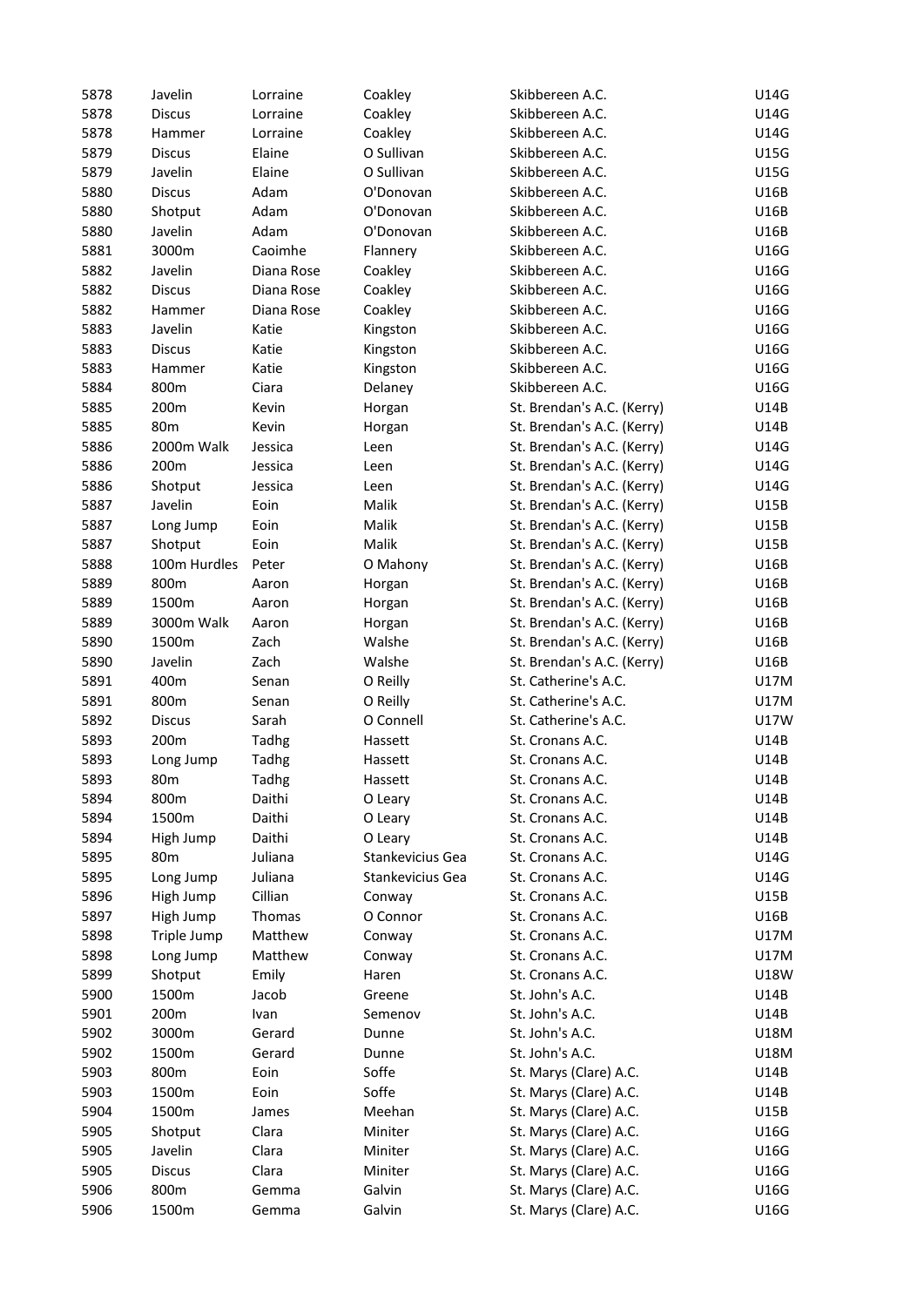| | | | | | |
|---|---|---|---|---|---|
| 5878 | Javelin | Lorraine | Coakley | Skibbereen A.C. | U14G |
| 5878 | Discus | Lorraine | Coakley | Skibbereen A.C. | U14G |
| 5878 | Hammer | Lorraine | Coakley | Skibbereen A.C. | U14G |
| 5879 | Discus | Elaine | O Sullivan | Skibbereen A.C. | U15G |
| 5879 | Javelin | Elaine | O Sullivan | Skibbereen A.C. | U15G |
| 5880 | Discus | Adam | O'Donovan | Skibbereen A.C. | U16B |
| 5880 | Shotput | Adam | O'Donovan | Skibbereen A.C. | U16B |
| 5880 | Javelin | Adam | O'Donovan | Skibbereen A.C. | U16B |
| 5881 | 3000m | Caoimhe | Flannery | Skibbereen A.C. | U16G |
| 5882 | Javelin | Diana Rose | Coakley | Skibbereen A.C. | U16G |
| 5882 | Discus | Diana Rose | Coakley | Skibbereen A.C. | U16G |
| 5882 | Hammer | Diana Rose | Coakley | Skibbereen A.C. | U16G |
| 5883 | Javelin | Katie | Kingston | Skibbereen A.C. | U16G |
| 5883 | Discus | Katie | Kingston | Skibbereen A.C. | U16G |
| 5883 | Hammer | Katie | Kingston | Skibbereen A.C. | U16G |
| 5884 | 800m | Ciara | Delaney | Skibbereen A.C. | U16G |
| 5885 | 200m | Kevin | Horgan | St. Brendan's A.C. (Kerry) | U14B |
| 5885 | 80m | Kevin | Horgan | St. Brendan's A.C. (Kerry) | U14B |
| 5886 | 2000m Walk | Jessica | Leen | St. Brendan's A.C. (Kerry) | U14G |
| 5886 | 200m | Jessica | Leen | St. Brendan's A.C. (Kerry) | U14G |
| 5886 | Shotput | Jessica | Leen | St. Brendan's A.C. (Kerry) | U14G |
| 5887 | Javelin | Eoin | Malik | St. Brendan's A.C. (Kerry) | U15B |
| 5887 | Long Jump | Eoin | Malik | St. Brendan's A.C. (Kerry) | U15B |
| 5887 | Shotput | Eoin | Malik | St. Brendan's A.C. (Kerry) | U15B |
| 5888 | 100m Hurdles | Peter | O Mahony | St. Brendan's A.C. (Kerry) | U16B |
| 5889 | 800m | Aaron | Horgan | St. Brendan's A.C. (Kerry) | U16B |
| 5889 | 1500m | Aaron | Horgan | St. Brendan's A.C. (Kerry) | U16B |
| 5889 | 3000m Walk | Aaron | Horgan | St. Brendan's A.C. (Kerry) | U16B |
| 5890 | 1500m | Zach | Walshe | St. Brendan's A.C. (Kerry) | U16B |
| 5890 | Javelin | Zach | Walshe | St. Brendan's A.C. (Kerry) | U16B |
| 5891 | 400m | Senan | O Reilly | St. Catherine's A.C. | U17M |
| 5891 | 800m | Senan | O Reilly | St. Catherine's A.C. | U17M |
| 5892 | Discus | Sarah | O Connell | St. Catherine's A.C. | U17W |
| 5893 | 200m | Tadhg | Hassett | St. Cronans A.C. | U14B |
| 5893 | Long Jump | Tadhg | Hassett | St. Cronans A.C. | U14B |
| 5893 | 80m | Tadhg | Hassett | St. Cronans A.C. | U14B |
| 5894 | 800m | Daithi | O Leary | St. Cronans A.C. | U14B |
| 5894 | 1500m | Daithi | O Leary | St. Cronans A.C. | U14B |
| 5894 | High Jump | Daithi | O Leary | St. Cronans A.C. | U14B |
| 5895 | 80m | Juliana | Stankevicius Gea | St. Cronans A.C. | U14G |
| 5895 | Long Jump | Juliana | Stankevicius Gea | St. Cronans A.C. | U14G |
| 5896 | High Jump | Cillian | Conway | St. Cronans A.C. | U15B |
| 5897 | High Jump | Thomas | O Connor | St. Cronans A.C. | U16B |
| 5898 | Triple Jump | Matthew | Conway | St. Cronans A.C. | U17M |
| 5898 | Long Jump | Matthew | Conway | St. Cronans A.C. | U17M |
| 5899 | Shotput | Emily | Haren | St. Cronans A.C. | U18W |
| 5900 | 1500m | Jacob | Greene | St. John's A.C. | U14B |
| 5901 | 200m | Ivan | Semenov | St. John's A.C. | U14B |
| 5902 | 3000m | Gerard | Dunne | St. John's A.C. | U18M |
| 5902 | 1500m | Gerard | Dunne | St. John's A.C. | U18M |
| 5903 | 800m | Eoin | Soffe | St. Marys (Clare) A.C. | U14B |
| 5903 | 1500m | Eoin | Soffe | St. Marys (Clare) A.C. | U14B |
| 5904 | 1500m | James | Meehan | St. Marys (Clare) A.C. | U15B |
| 5905 | Shotput | Clara | Miniter | St. Marys (Clare) A.C. | U16G |
| 5905 | Javelin | Clara | Miniter | St. Marys (Clare) A.C. | U16G |
| 5905 | Discus | Clara | Miniter | St. Marys (Clare) A.C. | U16G |
| 5906 | 800m | Gemma | Galvin | St. Marys (Clare) A.C. | U16G |
| 5906 | 1500m | Gemma | Galvin | St. Marys (Clare) A.C. | U16G |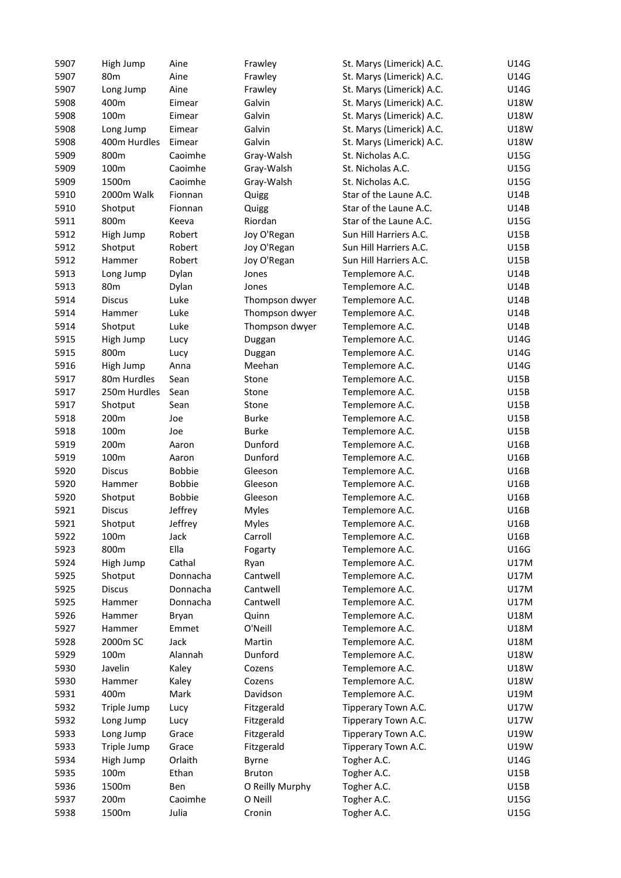| | | | | | |
|---|---|---|---|---|---|
| 5907 | High Jump | Aine | Frawley | St. Marys (Limerick) A.C. | U14G |
| 5907 | 80m | Aine | Frawley | St. Marys (Limerick) A.C. | U14G |
| 5907 | Long Jump | Aine | Frawley | St. Marys (Limerick) A.C. | U14G |
| 5908 | 400m | Eimear | Galvin | St. Marys (Limerick) A.C. | U18W |
| 5908 | 100m | Eimear | Galvin | St. Marys (Limerick) A.C. | U18W |
| 5908 | Long Jump | Eimear | Galvin | St. Marys (Limerick) A.C. | U18W |
| 5908 | 400m Hurdles | Eimear | Galvin | St. Marys (Limerick) A.C. | U18W |
| 5909 | 800m | Caoimhe | Gray-Walsh | St. Nicholas A.C. | U15G |
| 5909 | 100m | Caoimhe | Gray-Walsh | St. Nicholas A.C. | U15G |
| 5909 | 1500m | Caoimhe | Gray-Walsh | St. Nicholas A.C. | U15G |
| 5910 | 2000m Walk | Fionnan | Quigg | Star of the Laune A.C. | U14B |
| 5910 | Shotput | Fionnan | Quigg | Star of the Laune A.C. | U14B |
| 5911 | 800m | Keeva | Riordan | Star of the Laune A.C. | U15G |
| 5912 | High Jump | Robert | Joy O'Regan | Sun Hill Harriers A.C. | U15B |
| 5912 | Shotput | Robert | Joy O'Regan | Sun Hill Harriers A.C. | U15B |
| 5912 | Hammer | Robert | Joy O'Regan | Sun Hill Harriers A.C. | U15B |
| 5913 | Long Jump | Dylan | Jones | Templemore A.C. | U14B |
| 5913 | 80m | Dylan | Jones | Templemore A.C. | U14B |
| 5914 | Discus | Luke | Thompson dwyer | Templemore A.C. | U14B |
| 5914 | Hammer | Luke | Thompson dwyer | Templemore A.C. | U14B |
| 5914 | Shotput | Luke | Thompson dwyer | Templemore A.C. | U14B |
| 5915 | High Jump | Lucy | Duggan | Templemore A.C. | U14G |
| 5915 | 800m | Lucy | Duggan | Templemore A.C. | U14G |
| 5916 | High Jump | Anna | Meehan | Templemore A.C. | U14G |
| 5917 | 80m Hurdles | Sean | Stone | Templemore A.C. | U15B |
| 5917 | 250m Hurdles | Sean | Stone | Templemore A.C. | U15B |
| 5917 | Shotput | Sean | Stone | Templemore A.C. | U15B |
| 5918 | 200m | Joe | Burke | Templemore A.C. | U15B |
| 5918 | 100m | Joe | Burke | Templemore A.C. | U15B |
| 5919 | 200m | Aaron | Dunford | Templemore A.C. | U16B |
| 5919 | 100m | Aaron | Dunford | Templemore A.C. | U16B |
| 5920 | Discus | Bobbie | Gleeson | Templemore A.C. | U16B |
| 5920 | Hammer | Bobbie | Gleeson | Templemore A.C. | U16B |
| 5920 | Shotput | Bobbie | Gleeson | Templemore A.C. | U16B |
| 5921 | Discus | Jeffrey | Myles | Templemore A.C. | U16B |
| 5921 | Shotput | Jeffrey | Myles | Templemore A.C. | U16B |
| 5922 | 100m | Jack | Carroll | Templemore A.C. | U16B |
| 5923 | 800m | Ella | Fogarty | Templemore A.C. | U16G |
| 5924 | High Jump | Cathal | Ryan | Templemore A.C. | U17M |
| 5925 | Shotput | Donnacha | Cantwell | Templemore A.C. | U17M |
| 5925 | Discus | Donnacha | Cantwell | Templemore A.C. | U17M |
| 5925 | Hammer | Donnacha | Cantwell | Templemore A.C. | U17M |
| 5926 | Hammer | Bryan | Quinn | Templemore A.C. | U18M |
| 5927 | Hammer | Emmet | O'Neill | Templemore A.C. | U18M |
| 5928 | 2000m SC | Jack | Martin | Templemore A.C. | U18M |
| 5929 | 100m | Alannah | Dunford | Templemore A.C. | U18W |
| 5930 | Javelin | Kaley | Cozens | Templemore A.C. | U18W |
| 5930 | Hammer | Kaley | Cozens | Templemore A.C. | U18W |
| 5931 | 400m | Mark | Davidson | Templemore A.C. | U19M |
| 5932 | Triple Jump | Lucy | Fitzgerald | Tipperary Town A.C. | U17W |
| 5932 | Long Jump | Lucy | Fitzgerald | Tipperary Town A.C. | U17W |
| 5933 | Long Jump | Grace | Fitzgerald | Tipperary Town A.C. | U19W |
| 5933 | Triple Jump | Grace | Fitzgerald | Tipperary Town A.C. | U19W |
| 5934 | High Jump | Orlaith | Byrne | Togher A.C. | U14G |
| 5935 | 100m | Ethan | Bruton | Togher A.C. | U15B |
| 5936 | 1500m | Ben | O Reilly Murphy | Togher A.C. | U15B |
| 5937 | 200m | Caoimhe | O Neill | Togher A.C. | U15G |
| 5938 | 1500m | Julia | Cronin | Togher A.C. | U15G |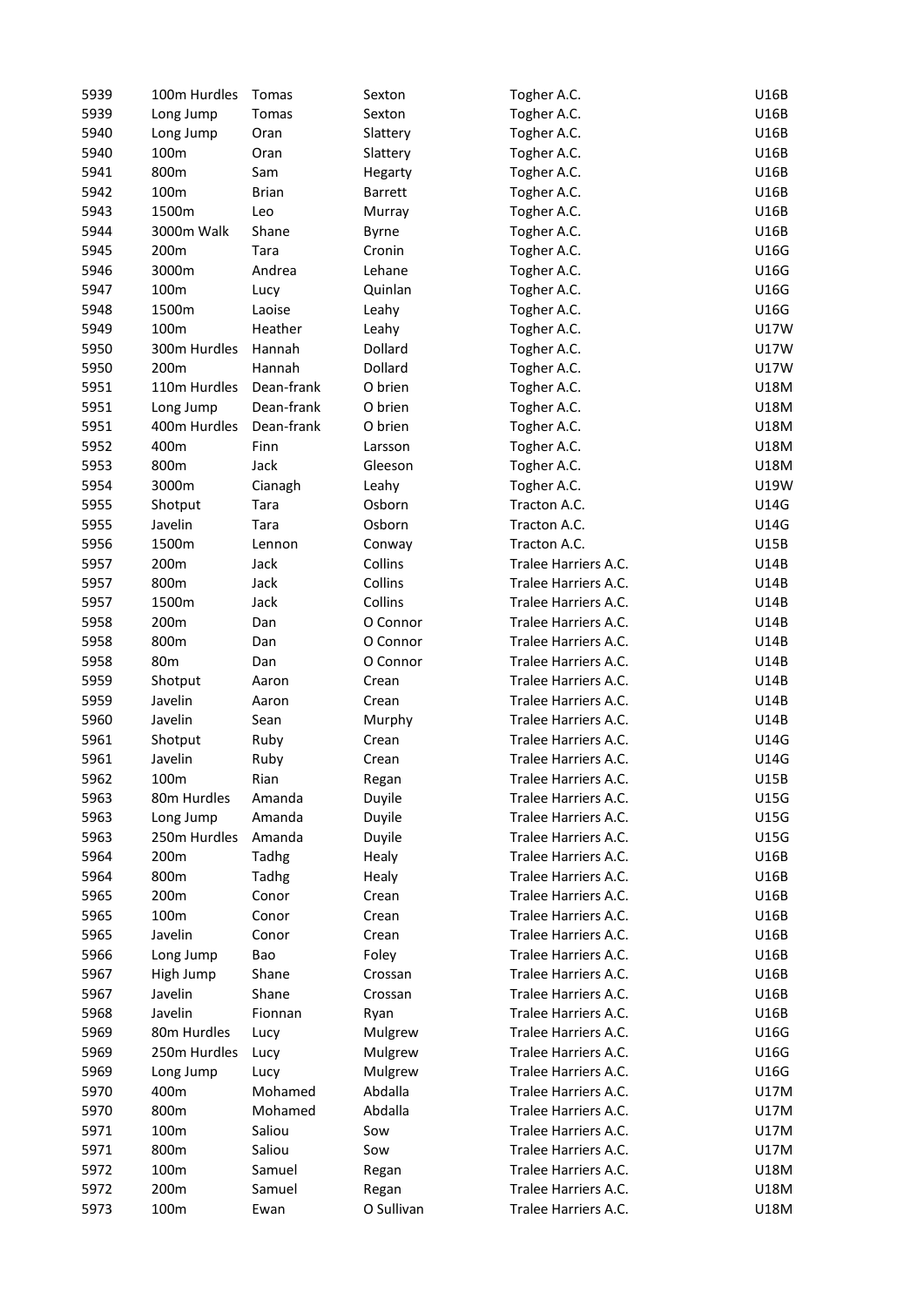| | | | | | |
|---|---|---|---|---|---|
| 5939 | 100m Hurdles | Tomas | Sexton | Togher A.C. | U16B |
| 5939 | Long Jump | Tomas | Sexton | Togher A.C. | U16B |
| 5940 | Long Jump | Oran | Slattery | Togher A.C. | U16B |
| 5940 | 100m | Oran | Slattery | Togher A.C. | U16B |
| 5941 | 800m | Sam | Hegarty | Togher A.C. | U16B |
| 5942 | 100m | Brian | Barrett | Togher A.C. | U16B |
| 5943 | 1500m | Leo | Murray | Togher A.C. | U16B |
| 5944 | 3000m Walk | Shane | Byrne | Togher A.C. | U16B |
| 5945 | 200m | Tara | Cronin | Togher A.C. | U16G |
| 5946 | 3000m | Andrea | Lehane | Togher A.C. | U16G |
| 5947 | 100m | Lucy | Quinlan | Togher A.C. | U16G |
| 5948 | 1500m | Laoise | Leahy | Togher A.C. | U16G |
| 5949 | 100m | Heather | Leahy | Togher A.C. | U17W |
| 5950 | 300m Hurdles | Hannah | Dollard | Togher A.C. | U17W |
| 5950 | 200m | Hannah | Dollard | Togher A.C. | U17W |
| 5951 | 110m Hurdles | Dean-frank | O brien | Togher A.C. | U18M |
| 5951 | Long Jump | Dean-frank | O brien | Togher A.C. | U18M |
| 5951 | 400m Hurdles | Dean-frank | O brien | Togher A.C. | U18M |
| 5952 | 400m | Finn | Larsson | Togher A.C. | U18M |
| 5953 | 800m | Jack | Gleeson | Togher A.C. | U18M |
| 5954 | 3000m | Cianagh | Leahy | Togher A.C. | U19W |
| 5955 | Shotput | Tara | Osborn | Tracton A.C. | U14G |
| 5955 | Javelin | Tara | Osborn | Tracton A.C. | U14G |
| 5956 | 1500m | Lennon | Conway | Tracton A.C. | U15B |
| 5957 | 200m | Jack | Collins | Tralee Harriers A.C. | U14B |
| 5957 | 800m | Jack | Collins | Tralee Harriers A.C. | U14B |
| 5957 | 1500m | Jack | Collins | Tralee Harriers A.C. | U14B |
| 5958 | 200m | Dan | O Connor | Tralee Harriers A.C. | U14B |
| 5958 | 800m | Dan | O Connor | Tralee Harriers A.C. | U14B |
| 5958 | 80m | Dan | O Connor | Tralee Harriers A.C. | U14B |
| 5959 | Shotput | Aaron | Crean | Tralee Harriers A.C. | U14B |
| 5959 | Javelin | Aaron | Crean | Tralee Harriers A.C. | U14B |
| 5960 | Javelin | Sean | Murphy | Tralee Harriers A.C. | U14B |
| 5961 | Shotput | Ruby | Crean | Tralee Harriers A.C. | U14G |
| 5961 | Javelin | Ruby | Crean | Tralee Harriers A.C. | U14G |
| 5962 | 100m | Rian | Regan | Tralee Harriers A.C. | U15B |
| 5963 | 80m Hurdles | Amanda | Duyile | Tralee Harriers A.C. | U15G |
| 5963 | Long Jump | Amanda | Duyile | Tralee Harriers A.C. | U15G |
| 5963 | 250m Hurdles | Amanda | Duyile | Tralee Harriers A.C. | U15G |
| 5964 | 200m | Tadhg | Healy | Tralee Harriers A.C. | U16B |
| 5964 | 800m | Tadhg | Healy | Tralee Harriers A.C. | U16B |
| 5965 | 200m | Conor | Crean | Tralee Harriers A.C. | U16B |
| 5965 | 100m | Conor | Crean | Tralee Harriers A.C. | U16B |
| 5965 | Javelin | Conor | Crean | Tralee Harriers A.C. | U16B |
| 5966 | Long Jump | Bao | Foley | Tralee Harriers A.C. | U16B |
| 5967 | High Jump | Shane | Crossan | Tralee Harriers A.C. | U16B |
| 5967 | Javelin | Shane | Crossan | Tralee Harriers A.C. | U16B |
| 5968 | Javelin | Fionnan | Ryan | Tralee Harriers A.C. | U16B |
| 5969 | 80m Hurdles | Lucy | Mulgrew | Tralee Harriers A.C. | U16G |
| 5969 | 250m Hurdles | Lucy | Mulgrew | Tralee Harriers A.C. | U16G |
| 5969 | Long Jump | Lucy | Mulgrew | Tralee Harriers A.C. | U16G |
| 5970 | 400m | Mohamed | Abdalla | Tralee Harriers A.C. | U17M |
| 5970 | 800m | Mohamed | Abdalla | Tralee Harriers A.C. | U17M |
| 5971 | 100m | Saliou | Sow | Tralee Harriers A.C. | U17M |
| 5971 | 800m | Saliou | Sow | Tralee Harriers A.C. | U17M |
| 5972 | 100m | Samuel | Regan | Tralee Harriers A.C. | U18M |
| 5972 | 200m | Samuel | Regan | Tralee Harriers A.C. | U18M |
| 5973 | 100m | Ewan | O Sullivan | Tralee Harriers A.C. | U18M |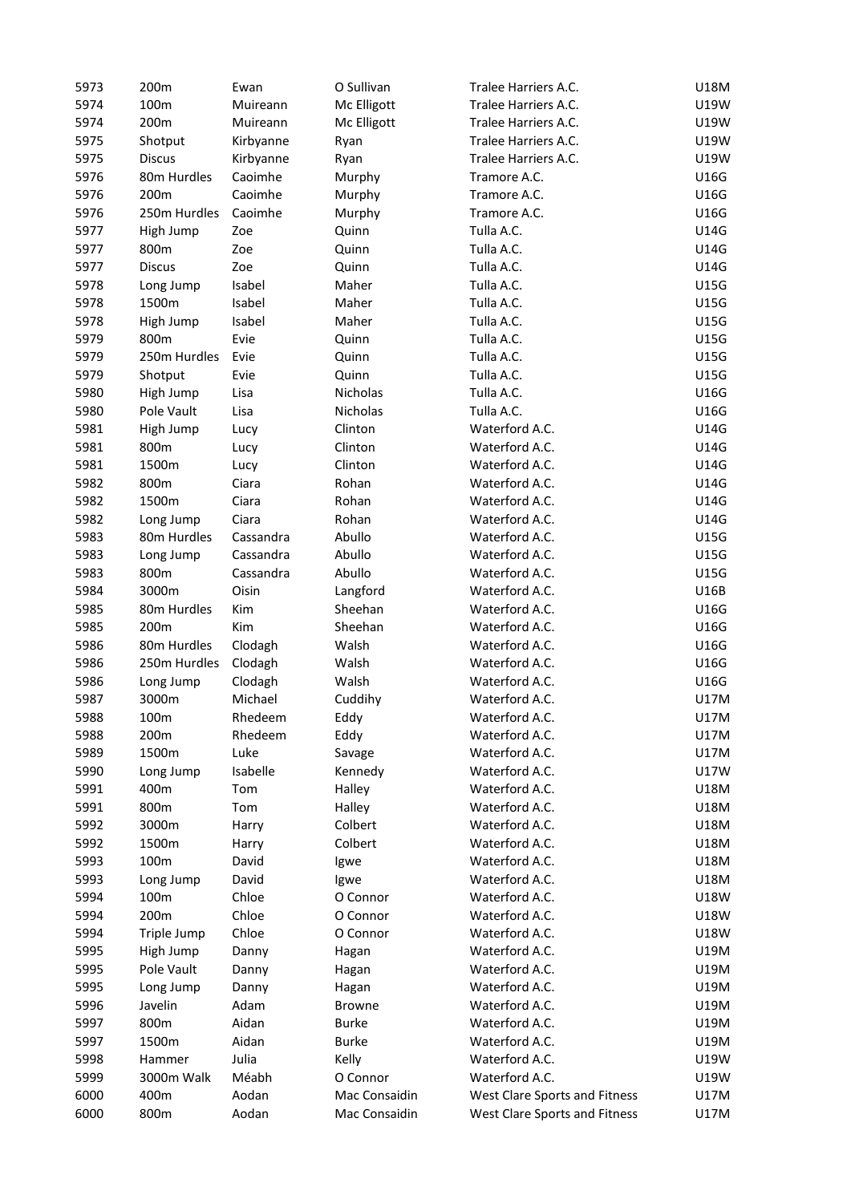| | | | | | |
|---|---|---|---|---|---|
| 5973 | 200m | Ewan | O Sullivan | Tralee Harriers A.C. | U18M |
| 5974 | 100m | Muireann | Mc Elligott | Tralee Harriers A.C. | U19W |
| 5974 | 200m | Muireann | Mc Elligott | Tralee Harriers A.C. | U19W |
| 5975 | Shotput | Kirbyanne | Ryan | Tralee Harriers A.C. | U19W |
| 5975 | Discus | Kirbyanne | Ryan | Tralee Harriers A.C. | U19W |
| 5976 | 80m Hurdles | Caoimhe | Murphy | Tramore A.C. | U16G |
| 5976 | 200m | Caoimhe | Murphy | Tramore A.C. | U16G |
| 5976 | 250m Hurdles | Caoimhe | Murphy | Tramore A.C. | U16G |
| 5977 | High Jump | Zoe | Quinn | Tulla A.C. | U14G |
| 5977 | 800m | Zoe | Quinn | Tulla A.C. | U14G |
| 5977 | Discus | Zoe | Quinn | Tulla A.C. | U14G |
| 5978 | Long Jump | Isabel | Maher | Tulla A.C. | U15G |
| 5978 | 1500m | Isabel | Maher | Tulla A.C. | U15G |
| 5978 | High Jump | Isabel | Maher | Tulla A.C. | U15G |
| 5979 | 800m | Evie | Quinn | Tulla A.C. | U15G |
| 5979 | 250m Hurdles | Evie | Quinn | Tulla A.C. | U15G |
| 5979 | Shotput | Evie | Quinn | Tulla A.C. | U15G |
| 5980 | High Jump | Lisa | Nicholas | Tulla A.C. | U16G |
| 5980 | Pole Vault | Lisa | Nicholas | Tulla A.C. | U16G |
| 5981 | High Jump | Lucy | Clinton | Waterford A.C. | U14G |
| 5981 | 800m | Lucy | Clinton | Waterford A.C. | U14G |
| 5981 | 1500m | Lucy | Clinton | Waterford A.C. | U14G |
| 5982 | 800m | Ciara | Rohan | Waterford A.C. | U14G |
| 5982 | 1500m | Ciara | Rohan | Waterford A.C. | U14G |
| 5982 | Long Jump | Ciara | Rohan | Waterford A.C. | U14G |
| 5983 | 80m Hurdles | Cassandra | Abullo | Waterford A.C. | U15G |
| 5983 | Long Jump | Cassandra | Abullo | Waterford A.C. | U15G |
| 5983 | 800m | Cassandra | Abullo | Waterford A.C. | U15G |
| 5984 | 3000m | Oisin | Langford | Waterford A.C. | U16B |
| 5985 | 80m Hurdles | Kim | Sheehan | Waterford A.C. | U16G |
| 5985 | 200m | Kim | Sheehan | Waterford A.C. | U16G |
| 5986 | 80m Hurdles | Clodagh | Walsh | Waterford A.C. | U16G |
| 5986 | 250m Hurdles | Clodagh | Walsh | Waterford A.C. | U16G |
| 5986 | Long Jump | Clodagh | Walsh | Waterford A.C. | U16G |
| 5987 | 3000m | Michael | Cuddihy | Waterford A.C. | U17M |
| 5988 | 100m | Rhedeem | Eddy | Waterford A.C. | U17M |
| 5988 | 200m | Rhedeem | Eddy | Waterford A.C. | U17M |
| 5989 | 1500m | Luke | Savage | Waterford A.C. | U17M |
| 5990 | Long Jump | Isabelle | Kennedy | Waterford A.C. | U17W |
| 5991 | 400m | Tom | Halley | Waterford A.C. | U18M |
| 5991 | 800m | Tom | Halley | Waterford A.C. | U18M |
| 5992 | 3000m | Harry | Colbert | Waterford A.C. | U18M |
| 5992 | 1500m | Harry | Colbert | Waterford A.C. | U18M |
| 5993 | 100m | David | Igwe | Waterford A.C. | U18M |
| 5993 | Long Jump | David | Igwe | Waterford A.C. | U18M |
| 5994 | 100m | Chloe | O Connor | Waterford A.C. | U18W |
| 5994 | 200m | Chloe | O Connor | Waterford A.C. | U18W |
| 5994 | Triple Jump | Chloe | O Connor | Waterford A.C. | U18W |
| 5995 | High Jump | Danny | Hagan | Waterford A.C. | U19M |
| 5995 | Pole Vault | Danny | Hagan | Waterford A.C. | U19M |
| 5995 | Long Jump | Danny | Hagan | Waterford A.C. | U19M |
| 5996 | Javelin | Adam | Browne | Waterford A.C. | U19M |
| 5997 | 800m | Aidan | Burke | Waterford A.C. | U19M |
| 5997 | 1500m | Aidan | Burke | Waterford A.C. | U19M |
| 5998 | Hammer | Julia | Kelly | Waterford A.C. | U19W |
| 5999 | 3000m Walk | Méabh | O Connor | Waterford A.C. | U19W |
| 6000 | 400m | Aodan | Mac Consaidin | West Clare Sports and Fitness | U17M |
| 6000 | 800m | Aodan | Mac Consaidin | West Clare Sports and Fitness | U17M |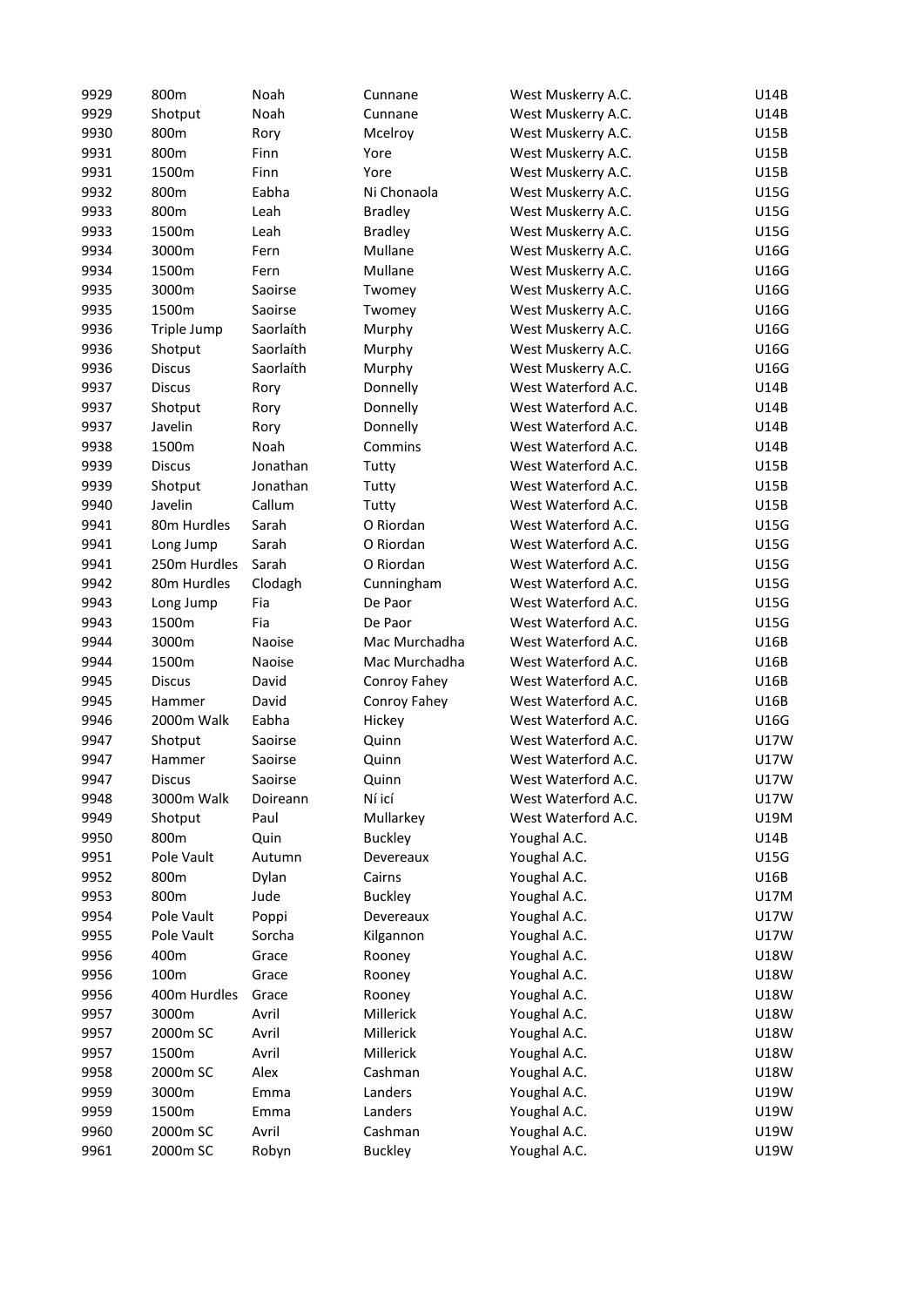| | | | | | |
|---|---|---|---|---|---|
| 9929 | 800m | Noah | Cunnane | West Muskerry A.C. | U14B |
| 9929 | Shotput | Noah | Cunnane | West Muskerry A.C. | U14B |
| 9930 | 800m | Rory | Mcelroy | West Muskerry A.C. | U15B |
| 9931 | 800m | Finn | Yore | West Muskerry A.C. | U15B |
| 9931 | 1500m | Finn | Yore | West Muskerry A.C. | U15B |
| 9932 | 800m | Eabha | Ni Chonaola | West Muskerry A.C. | U15G |
| 9933 | 800m | Leah | Bradley | West Muskerry A.C. | U15G |
| 9933 | 1500m | Leah | Bradley | West Muskerry A.C. | U15G |
| 9934 | 3000m | Fern | Mullane | West Muskerry A.C. | U16G |
| 9934 | 1500m | Fern | Mullane | West Muskerry A.C. | U16G |
| 9935 | 3000m | Saoirse | Twomey | West Muskerry A.C. | U16G |
| 9935 | 1500m | Saoirse | Twomey | West Muskerry A.C. | U16G |
| 9936 | Triple Jump | Saorlaíth | Murphy | West Muskerry A.C. | U16G |
| 9936 | Shotput | Saorlaíth | Murphy | West Muskerry A.C. | U16G |
| 9936 | Discus | Saorlaíth | Murphy | West Muskerry A.C. | U16G |
| 9937 | Discus | Rory | Donnelly | West Waterford A.C. | U14B |
| 9937 | Shotput | Rory | Donnelly | West Waterford A.C. | U14B |
| 9937 | Javelin | Rory | Donnelly | West Waterford A.C. | U14B |
| 9938 | 1500m | Noah | Commins | West Waterford A.C. | U14B |
| 9939 | Discus | Jonathan | Tutty | West Waterford A.C. | U15B |
| 9939 | Shotput | Jonathan | Tutty | West Waterford A.C. | U15B |
| 9940 | Javelin | Callum | Tutty | West Waterford A.C. | U15B |
| 9941 | 80m Hurdles | Sarah | O Riordan | West Waterford A.C. | U15G |
| 9941 | Long Jump | Sarah | O Riordan | West Waterford A.C. | U15G |
| 9941 | 250m Hurdles | Sarah | O Riordan | West Waterford A.C. | U15G |
| 9942 | 80m Hurdles | Clodagh | Cunningham | West Waterford A.C. | U15G |
| 9943 | Long Jump | Fia | De Paor | West Waterford A.C. | U15G |
| 9943 | 1500m | Fia | De Paor | West Waterford A.C. | U15G |
| 9944 | 3000m | Naoise | Mac Murchadha | West Waterford A.C. | U16B |
| 9944 | 1500m | Naoise | Mac Murchadha | West Waterford A.C. | U16B |
| 9945 | Discus | David | Conroy Fahey | West Waterford A.C. | U16B |
| 9945 | Hammer | David | Conroy Fahey | West Waterford A.C. | U16B |
| 9946 | 2000m Walk | Eabha | Hickey | West Waterford A.C. | U16G |
| 9947 | Shotput | Saoirse | Quinn | West Waterford A.C. | U17W |
| 9947 | Hammer | Saoirse | Quinn | West Waterford A.C. | U17W |
| 9947 | Discus | Saoirse | Quinn | West Waterford A.C. | U17W |
| 9948 | 3000m Walk | Doireann | Ní icí | West Waterford A.C. | U17W |
| 9949 | Shotput | Paul | Mullarkey | West Waterford A.C. | U19M |
| 9950 | 800m | Quin | Buckley | Youghal A.C. | U14B |
| 9951 | Pole Vault | Autumn | Devereaux | Youghal A.C. | U15G |
| 9952 | 800m | Dylan | Cairns | Youghal A.C. | U16B |
| 9953 | 800m | Jude | Buckley | Youghal A.C. | U17M |
| 9954 | Pole Vault | Poppi | Devereaux | Youghal A.C. | U17W |
| 9955 | Pole Vault | Sorcha | Kilgannon | Youghal A.C. | U17W |
| 9956 | 400m | Grace | Rooney | Youghal A.C. | U18W |
| 9956 | 100m | Grace | Rooney | Youghal A.C. | U18W |
| 9956 | 400m Hurdles | Grace | Rooney | Youghal A.C. | U18W |
| 9957 | 3000m | Avril | Millerick | Youghal A.C. | U18W |
| 9957 | 2000m SC | Avril | Millerick | Youghal A.C. | U18W |
| 9957 | 1500m | Avril | Millerick | Youghal A.C. | U18W |
| 9958 | 2000m SC | Alex | Cashman | Youghal A.C. | U18W |
| 9959 | 3000m | Emma | Landers | Youghal A.C. | U19W |
| 9959 | 1500m | Emma | Landers | Youghal A.C. | U19W |
| 9960 | 2000m SC | Avril | Cashman | Youghal A.C. | U19W |
| 9961 | 2000m SC | Robyn | Buckley | Youghal A.C. | U19W |